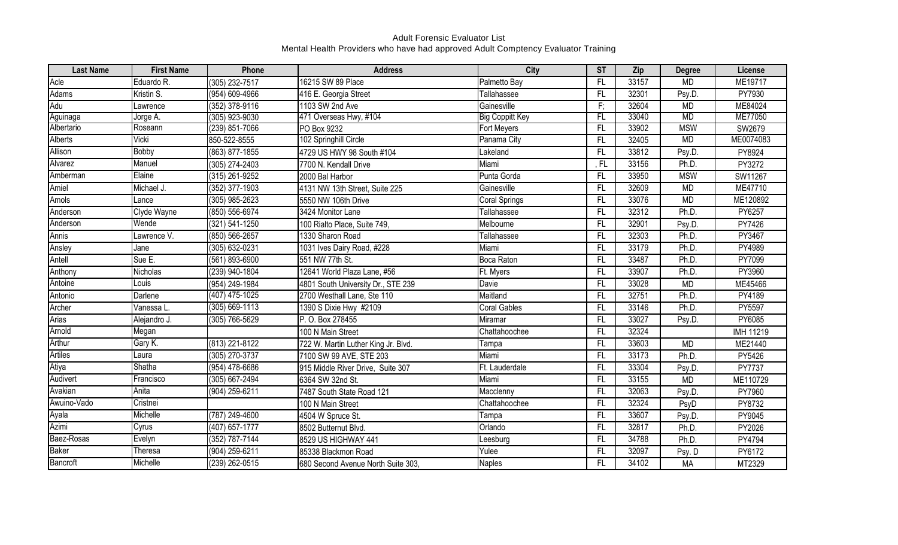Adult Forensic Evaluator List

Mental Health Providers who have had approved Adult Comptency Evaluator Training

| Last Name | First Name | Phone | Address | City | ST | Zip | Degree | License |
|---|---|---|---|---|---|---|---|---|
| Acle | Eduardo R. | (305) 232-7517 | 16215 SW 89 Place | Palmetto Bay | FL | 33157 | MD | ME19717 |
| Adams | Kristin S. | (954) 609-4966 | 416 E. Georgia Street | Tallahassee | FL | 32301 | Psy.D. | PY7930 |
| Adu | Lawrence | (352) 378-9116 | 1103 SW 2nd Ave | Gainesville | F; | 32604 | MD | ME84024 |
| Aguinaga | Jorge A. | (305) 923-9030 | 471 Overseas Hwy, #104 | Big Coppitt Key | FL | 33040 | MD | ME77050 |
| Albertario | Roseann | (239) 851-7066 | PO Box 9232 | Fort Meyers | FL | 33902 | MSW | SW2679 |
| Alberts | Vicki | 850-522-8555 | 102 Springhill Circle | Panama City | FL | 32405 | MD | ME0074083 |
| Allison | Bobby | (863) 877-1855 | 4729 US HWY 98 South #104 | Lakeland | FL | 33812 | Psy.D. | PY8924 |
| Alvarez | Manuel | (305) 274-2403 | 7700 N. Kendall Drive | Miami | , FL | 33156 | Ph.D. | PY3272 |
| Amberman | Elaine | (315) 261-9252 | 2000 Bal Harbor | Punta Gorda | FL | 33950 | MSW | SW11267 |
| Amiel | Michael J. | (352) 377-1903 | 4131 NW 13th Street, Suite 225 | Gainesville | FL | 32609 | MD | ME47710 |
| Amols | Lance | (305) 985-2623 | 5550 NW 106th Drive | Coral Springs | FL | 33076 | MD | ME120892 |
| Anderson | Clyde Wayne | (850) 556-6974 | 3424 Monitor Lane | Tallahassee | FL | 32312 | Ph.D. | PY6257 |
| Anderson | Wende | (321) 541-1250 | 100 Rialto Place, Suite 749, | Melbourne | FL | 32901 | Psy.D. | PY7426 |
| Annis | Lawrence V. | (850) 566-2657 | 1330 Sharon Road | Tallahassee | FL | 32303 | Ph.D. | PY3467 |
| Ansley | Jane | (305) 632-0231 | 1031 Ives Dairy Road, #228 | Miami | FL | 33179 | Ph.D. | PY4989 |
| Antell | Sue E. | (561) 893-6900 | 551 NW 77th St. | Boca Raton | FL | 33487 | Ph.D. | PY7099 |
| Anthony | Nicholas | (239) 940-1804 | 12641 World Plaza Lane, #56 | Ft. Myers | FL | 33907 | Ph.D. | PY3960 |
| Antoine | Louis | (954) 249-1984 | 4801 South University Dr., STE 239 | Davie | FL | 33028 | MD | ME45466 |
| Antonio | Darlene | (407) 475-1025 | 2700 Westhall Lane, Ste 110 | Maitland | FL | 32751 | Ph.D. | PY4189 |
| Archer | Vanessa L. | (305) 669-1113 | 1390 S Dixie Hwy #2109 | Coral Gables | FL | 33146 | Ph.D. | PY5597 |
| Arias | Alejandro J. | (305) 766-5629 | P. O. Box 278455 | Miramar | FL | 33027 | Psy.D. | PY6085 |
| Arnold | Megan | | 100 N Main Street | Chattahoochee | FL | 32324 | | IMH 11219 |
| Arthur | Gary K. | (813) 221-8122 | 722 W. Martin Luther King Jr. Blvd. | Tampa | FL | 33603 | MD | ME21440 |
| Artiles | Laura | (305) 270-3737 | 7100 SW 99 AVE, STE 203 | Miami | FL | 33173 | Ph.D. | PY5426 |
| Atiya | Shatha | (954) 478-6686 | 915 Middle River Drive, Suite 307 | Ft. Lauderdale | FL | 33304 | Psy.D. | PY7737 |
| Audivert | Francisco | (305) 667-2494 | 6364 SW 32nd St. | Miami | FL | 33155 | MD | ME110729 |
| Avakian | Anita | (904) 259-6211 | 7487 South State Road 121 | Macclenny | FL | 32063 | Psy.D. | PY7960 |
| Awuino-Vado | Cristnei | | 100 N Main Street | Chattahoochee | FL | 32324 | PsyD | PY8732 |
| Ayala | Michelle | (787) 249-4600 | 4504 W Spruce St. | Tampa | FL | 33607 | Psy.D. | PY9045 |
| Azimi | Cyrus | (407) 657-1777 | 8502 Butternut Blvd. | Orlando | FL | 32817 | Ph.D. | PY2026 |
| Baez-Rosas | Evelyn | (352) 787-7144 | 8529 US HIGHWAY 441 | Leesburg | FL | 34788 | Ph.D. | PY4794 |
| Baker | Theresa | (904) 259-6211 | 85338 Blackmon Road | Yulee | FL | 32097 | Psy. D | PY6172 |
| Bancroft | Michelle | (239) 262-0515 | 680 Second Avenue North Suite 303, | Naples | FL | 34102 | MA | MT2329 |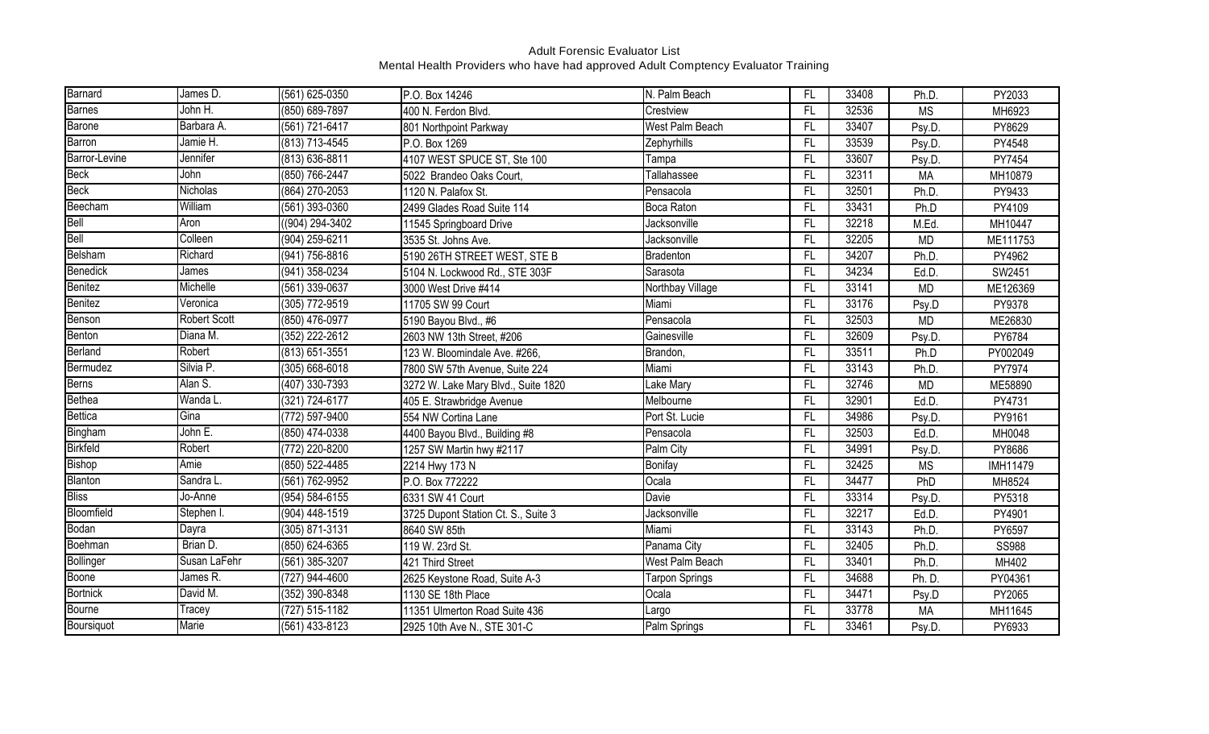Adult Forensic Evaluator List
Mental Health Providers who have had approved Adult Comptency Evaluator Training

| | | | | | | | | |
|---|---|---|---|---|---|---|---|---|
| Barnard | James D. | (561) 625-0350 | P.O. Box 14246 | N. Palm Beach | FL | 33408 | Ph.D. | PY2033 |
| Barnes | John H. | (850) 689-7897 | 400 N. Ferdon Blvd. | Crestview | FL | 32536 | MS | MH6923 |
| Barone | Barbara A. | (561) 721-6417 | 801 Northpoint Parkway | West Palm Beach | FL | 33407 | Psy.D. | PY8629 |
| Barron | Jamie H. | (813) 713-4545 | P.O. Box 1269 | Zephyrhills | FL | 33539 | Psy.D. | PY4548 |
| Barror-Levine | Jennifer | (813) 636-8811 | 4107 WEST SPUCE ST, Ste 100 | Tampa | FL | 33607 | Psy.D. | PY7454 |
| Beck | John | (850) 766-2447 | 5022 Brandeo Oaks Court, | Tallahassee | FL | 32311 | MA | MH10879 |
| Beck | Nicholas | (864) 270-2053 | 1120 N. Palafox St. | Pensacola | FL | 32501 | Ph.D. | PY9433 |
| Beecham | William | (561) 393-0360 | 2499 Glades Road Suite 114 | Boca Raton | FL | 33431 | Ph.D | PY4109 |
| Bell | Aron | ((904) 294-3402 | 11545 Springboard Drive | Jacksonville | FL | 32218 | M.Ed. | MH10447 |
| Bell | Colleen | (904) 259-6211 | 3535 St. Johns Ave. | Jacksonville | FL | 32205 | MD | ME111753 |
| Belsham | Richard | (941) 756-8816 | 5190 26TH STREET WEST, STE B | Bradenton | FL | 34207 | Ph.D. | PY4962 |
| Benedick | James | (941) 358-0234 | 5104 N. Lockwood Rd., STE 303F | Sarasota | FL | 34234 | Ed.D. | SW2451 |
| Benitez | Michelle | (561) 339-0637 | 3000 West Drive #414 | Northbay Village | FL | 33141 | MD | ME126369 |
| Benitez | Veronica | (305) 772-9519 | 11705 SW 99 Court | Miami | FL | 33176 | Psy.D | PY9378 |
| Benson | Robert Scott | (850) 476-0977 | 5190 Bayou Blvd., #6 | Pensacola | FL | 32503 | MD | ME26830 |
| Benton | Diana M. | (352) 222-2612 | 2603 NW 13th Street, #206 | Gainesville | FL | 32609 | Psy.D. | PY6784 |
| Berland | Robert | (813) 651-3551 | 123 W. Bloomindale Ave. #266, | Brandon, | FL | 33511 | Ph.D | PY002049 |
| Bermudez | Silvia P. | (305) 668-6018 | 7800 SW 57th Avenue, Suite 224 | Miami | FL | 33143 | Ph.D. | PY7974 |
| Berns | Alan S. | (407) 330-7393 | 3272 W. Lake Mary Blvd., Suite 1820 | Lake Mary | FL | 32746 | MD | ME58890 |
| Bethea | Wanda L. | (321) 724-6177 | 405 E. Strawbridge Avenue | Melbourne | FL | 32901 | Ed.D. | PY4731 |
| Bettica | Gina | (772) 597-9400 | 554 NW Cortina Lane | Port St. Lucie | FL | 34986 | Psy.D. | PY9161 |
| Bingham | John E. | (850) 474-0338 | 4400 Bayou Blvd., Building #8 | Pensacola | FL | 32503 | Ed.D. | MH0048 |
| Birkfeld | Robert | (772) 220-8200 | 1257 SW Martin hwy #2117 | Palm City | FL | 34991 | Psy.D. | PY8686 |
| Bishop | Amie | (850) 522-4485 | 2214 Hwy 173 N | Bonifay | FL | 32425 | MS | IMH11479 |
| Blanton | Sandra L. | (561) 762-9952 | P.O. Box 772222 | Ocala | FL | 34477 | PhD | MH8524 |
| Bliss | Jo-Anne | (954) 584-6155 | 6331 SW 41 Court | Davie | FL | 33314 | Psy.D. | PY5318 |
| Bloomfield | Stephen I. | (904) 448-1519 | 3725 Dupont Station Ct. S., Suite 3 | Jacksonville | FL | 32217 | Ed.D. | PY4901 |
| Bodan | Dayra | (305) 871-3131 | 8640 SW 85th | Miami | FL | 33143 | Ph.D. | PY6597 |
| Boehman | Brian D. | (850) 624-6365 | 119 W. 23rd St. | Panama City | FL | 32405 | Ph.D. | SS988 |
| Bollinger | Susan LaFehr | (561) 385-3207 | 421 Third Street | West Palm Beach | FL | 33401 | Ph.D. | MH402 |
| Boone | James R. | (727) 944-4600 | 2625 Keystone Road, Suite A-3 | Tarpon Springs | FL | 34688 | Ph. D. | PY04361 |
| Bortnick | David M. | (352) 390-8348 | 1130 SE 18th Place | Ocala | FL | 34471 | Psy.D | PY2065 |
| Bourne | Tracey | (727) 515-1182 | 11351 Ulmerton Road Suite 436 | Largo | FL | 33778 | MA | MH11645 |
| Boursiquot | Marie | (561) 433-8123 | 2925 10th Ave N., STE 301-C | Palm Springs | FL | 33461 | Psy.D. | PY6933 |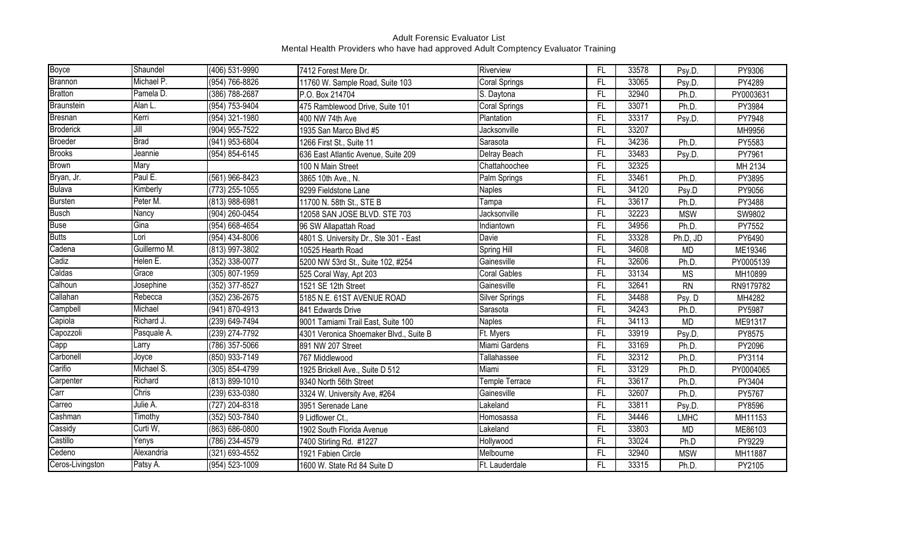Adult Forensic Evaluator List
Mental Health Providers who have had approved Adult Comptency Evaluator Training

| | | | | | | | | |
|---|---|---|---|---|---|---|---|---|
| Boyce | Shaundel | (406) 531-9990 | 7412 Forest Mere Dr. | Riverview | FL | 33578 | Psy.D. | PY9306 |
| Brannon | Michael P. | (954) 766-8826 | 11760 W. Sample Road, Suite 103 | Coral Springs | FL | 33065 | Psy.D. | PY4289 |
| Bratton | Pamela D. | (386) 788-2687 | P.O. Box 214704 | S. Daytona | FL | 32940 | Ph.D. | PY0003631 |
| Braunstein | Alan L. | (954) 753-9404 | 475 Ramblewood Drive, Suite 101 | Coral Springs | FL | 33071 | Ph.D. | PY3984 |
| Bresnan | Kerri | (954) 321-1980 | 400 NW 74th Ave | Plantation | FL | 33317 | Psy.D. | PY7948 |
| Broderick | Jill | (904) 955-7522 | 1935 San Marco Blvd #5 | Jacksonville | FL | 33207 | | MH9956 |
| Broeder | Brad | (941) 953-6804 | 1266 First St., Suite 11 | Sarasota | FL | 34236 | Ph.D. | PY5583 |
| Brooks | Jeannie | (954) 854-6145 | 636 East Atlantic Avenue, Suite 209 | Delray Beach | FL | 33483 | Psy.D. | PY7961 |
| Brown | Mary | | 100 N Main Street | Chattahoochee | FL | 32325 | | MH 2134 |
| Bryan, Jr. | Paul E. | (561) 966-8423 | 3865 10th Ave., N. | Palm Springs | FL | 33461 | Ph.D. | PY3895 |
| Bulava | Kimberly | (773) 255-1055 | 9299 Fieldstone Lane | Naples | FL | 34120 | Psy.D | PY9056 |
| Bursten | Peter M. | (813) 988-6981 | 11700 N. 58th St., STE B | Tampa | FL | 33617 | Ph.D. | PY3488 |
| Busch | Nancy | (904) 260-0454 | 12058 SAN JOSE BLVD. STE 703 | Jacksonville | FL | 32223 | MSW | SW9802 |
| Buse | Gina | (954) 668-4654 | 96 SW Allapattah Road | Indiantown | FL | 34956 | Ph.D. | PY7552 |
| Butts | Lori | (954) 434-8006 | 4801 S. University Dr., Ste 301 - East | Davie | FL | 33328 | Ph.D, JD | PY6490 |
| Cadena | Guillermo M. | (813) 997-3802 | 10525 Hearth Road | Spring Hill | FL | 34608 | MD | ME19346 |
| Cadiz | Helen E. | (352) 338-0077 | 5200 NW 53rd St., Suite 102, #254 | Gainesville | FL | 32606 | Ph.D. | PY0005139 |
| Caldas | Grace | (305) 807-1959 | 525 Coral Way, Apt 203 | Coral Gables | FL | 33134 | MS | MH10899 |
| Calhoun | Josephine | (352) 377-8527 | 1521 SE 12th Street | Gainesville | FL | 32641 | RN | RN9179782 |
| Callahan | Rebecca | (352) 236-2675 | 5185 N.E. 61ST AVENUE ROAD | Silver Springs | FL | 34488 | Psy. D | MH4282 |
| Campbell | Michael | (941) 870-4913 | 841 Edwards Drive | Sarasota | FL | 34243 | Ph.D. | PY5987 |
| Capiola | Richard J. | (239) 649-7494 | 9001 Tamiami Trail East, Suite 100 | Naples | FL | 34113 | MD | ME91317 |
| Capozzoli | Pasquale A. | (239) 274-7792 | 4301 Veronica Shoemaker Blvd., Suite B | Ft. Myers | FL | 33919 | Psy.D. | PY8575 |
| Capp | Larry | (786) 357-5066 | 891 NW 207 Street | Miami Gardens | FL | 33169 | Ph.D. | PY2096 |
| Carbonell | Joyce | (850) 933-7149 | 767 Middlewood | Tallahassee | FL | 32312 | Ph.D. | PY3114 |
| Carifio | Michael S. | (305) 854-4799 | 1925 Brickell Ave., Suite D 512 | Miami | FL | 33129 | Ph.D. | PY0004065 |
| Carpenter | Richard | (813) 899-1010 | 9340 North 56th Street | Temple Terrace | FL | 33617 | Ph.D. | PY3404 |
| Carr | Chris | (239) 633-0380 | 3324 W. University Ave, #264 | Gainesville | FL | 32607 | Ph.D. | PY5767 |
| Carreo | Julie A. | (727) 204-8318 | 3951 Serenade Lane | Lakeland | FL | 33811 | Psy.D. | PY8596 |
| Cashman | Timothy | (352) 503-7840 | 9 Lidflower Ct., | Homosassa | FL | 34446 | LMHC | MH11153 |
| Cassidy | Curti W, | (863) 686-0800 | 1902 South Florida Avenue | Lakeland | FL | 33803 | MD | ME86103 |
| Castillo | Yenys | (786) 234-4579 | 7400 Stirling Rd. #1227 | Hollywood | FL | 33024 | Ph.D | PY9229 |
| Cedeno | Alexandria | (321) 693-4552 | 1921 Fabien Circle | Melbourne | FL | 32940 | MSW | MH11887 |
| Ceros-Livingston | Patsy A. | (954) 523-1009 | 1600 W. State Rd 84 Suite D | Ft. Lauderdale | FL | 33315 | Ph.D. | PY2105 |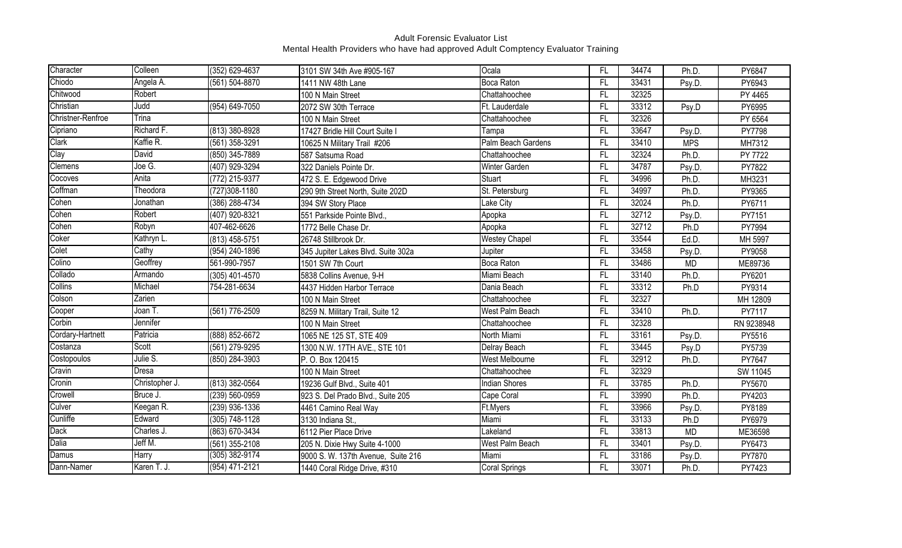Adult Forensic Evaluator List
Mental Health Providers who have had approved Adult Comptency Evaluator Training

| | | | | | | | | |
|---|---|---|---|---|---|---|---|---|
| Character | Colleen | (352) 629-4637 | 3101 SW 34th Ave #905-167 | Ocala | FL | 34474 | Ph.D. | PY6847 |
| Chiodo | Angela A. | (561) 504-8870 | 1411 NW 48th Lane | Boca Raton | FL | 33431 | Psy.D. | PY6943 |
| Chitwood | Robert | | 100 N Main Street | Chattahoochee | FL | 32325 | | PY 4465 |
| Christian | Judd | (954) 649-7050 | 2072 SW 30th Terrace | Ft. Lauderdale | FL | 33312 | Psy.D | PY6995 |
| Christner-Renfroe | Trina | | 100 N Main Street | Chattahoochee | FL | 32326 | | PY 6564 |
| Cipriano | Richard F. | (813) 380-8928 | 17427 Bridle Hill Court Suite I | Tampa | FL | 33647 | Psy.D. | PY7798 |
| Clark | Kaffie R. | (561) 358-3291 | 10625 N Military Trail #206 | Palm Beach Gardens | FL | 33410 | MPS | MH7312 |
| Clay | David | (850) 345-7889 | 587 Satsuma Road | Chattahoochee | FL | 32324 | Ph.D. | PY 7722 |
| Clemens | Joe G. | (407) 929-3294 | 322 Daniels Pointe Dr. | Winter Garden | FL | 34787 | Psy.D. | PY7822 |
| Cocoves | Anita | (772) 215-9377 | 472 S. E. Edgewood Drive | Stuart | FL | 34996 | Ph.D. | MH3231 |
| Coffman | Theodora | (727)308-1180 | 290 9th Street North, Suite 202D | St. Petersburg | FL | 34997 | Ph.D. | PY9365 |
| Cohen | Jonathan | (386) 288-4734 | 394 SW Story Place | Lake City | FL | 32024 | Ph.D. | PY6711 |
| Cohen | Robert | (407) 920-8321 | 551 Parkside Pointe Blvd., | Apopka | FL | 32712 | Psy.D. | PY7151 |
| Cohen | Robyn | 407-462-6626 | 1772 Belle Chase Dr. | Apopka | FL | 32712 | Ph.D | PY7994 |
| Coker | Kathryn L. | (813) 458-5751 | 26748 Stillbrook Dr. | Westey Chapel | FL | 33544 | Ed.D. | MH 5997 |
| Colet | Cathy | (954) 240-1896 | 345 Jupiter Lakes Blvd. Suite 302a | Jupiter | FL | 33458 | Psy.D. | PY9058 |
| Colino | Geoffrey | 561-990-7957 | 1501 SW 7th Court | Boca Raton | FL | 33486 | MD | ME89736 |
| Collado | Armando | (305) 401-4570 | 5838 Collins Avenue, 9-H | Miami Beach | FL | 33140 | Ph.D. | PY6201 |
| Collins | Michael | 754-281-6634 | 4437 Hidden Harbor Terrace | Dania Beach | FL | 33312 | Ph.D | PY9314 |
| Colson | Zarien | | 100 N Main Street | Chattahoochee | FL | 32327 | | MH 12809 |
| Cooper | Joan T. | (561) 776-2509 | 8259 N. Military Trail, Suite 12 | West Palm Beach | FL | 33410 | Ph.D. | PY7117 |
| Corbin | Jennifer | | 100 N Main Street | Chattahoochee | FL | 32328 | | RN 9238948 |
| Cordary-Hartnett | Patricia | (888) 852-6672 | 1065 NE 125 ST, STE 409 | North Miami | FL | 33161 | Psy.D. | PY5516 |
| Costanza | Scott | (561) 279-9295 | 1300 N.W. 17TH AVE., STE 101 | Delray Beach | FL | 33445 | Psy.D | PY5739 |
| Costopoulos | Julie S. | (850) 284-3903 | P. O. Box 120415 | West Melbourne | FL | 32912 | Ph.D. | PY7647 |
| Cravin | Dresa | | 100 N Main Street | Chattahoochee | FL | 32329 | | SW 11045 |
| Cronin | Christopher J. | (813) 382-0564 | 19236 Gulf Blvd., Suite 401 | Indian Shores | FL | 33785 | Ph.D. | PY5670 |
| Crowell | Bruce J. | (239) 560-0959 | 923 S. Del Prado Blvd., Suite 205 | Cape Coral | FL | 33990 | Ph.D. | PY4203 |
| Culver | Keegan R. | (239) 936-1336 | 4461 Camino Real Way | Ft.Myers | FL | 33966 | Psy.D. | PY8189 |
| Cunliffe | Edward | (305) 748-1128 | 3130 Indiana St., | Miami | FL | 33133 | Ph.D | PY6979 |
| Dack | Charles J. | (863) 670-3434 | 6112 Pier Place Drive | Lakeland | FL | 33813 | MD | ME36598 |
| Dalia | Jeff M. | (561) 355-2108 | 205 N. Dixie Hwy Suite 4-1000 | West Palm Beach | FL | 33401 | Psy.D. | PY6473 |
| Damus | Harry | (305) 382-9174 | 9000 S. W. 137th Avenue, Suite 216 | Miami | FL | 33186 | Psy.D. | PY7870 |
| Dann-Namer | Karen T. J. | (954) 471-2121 | 1440 Coral Ridge Drive, #310 | Coral Springs | FL | 33071 | Ph.D. | PY7423 |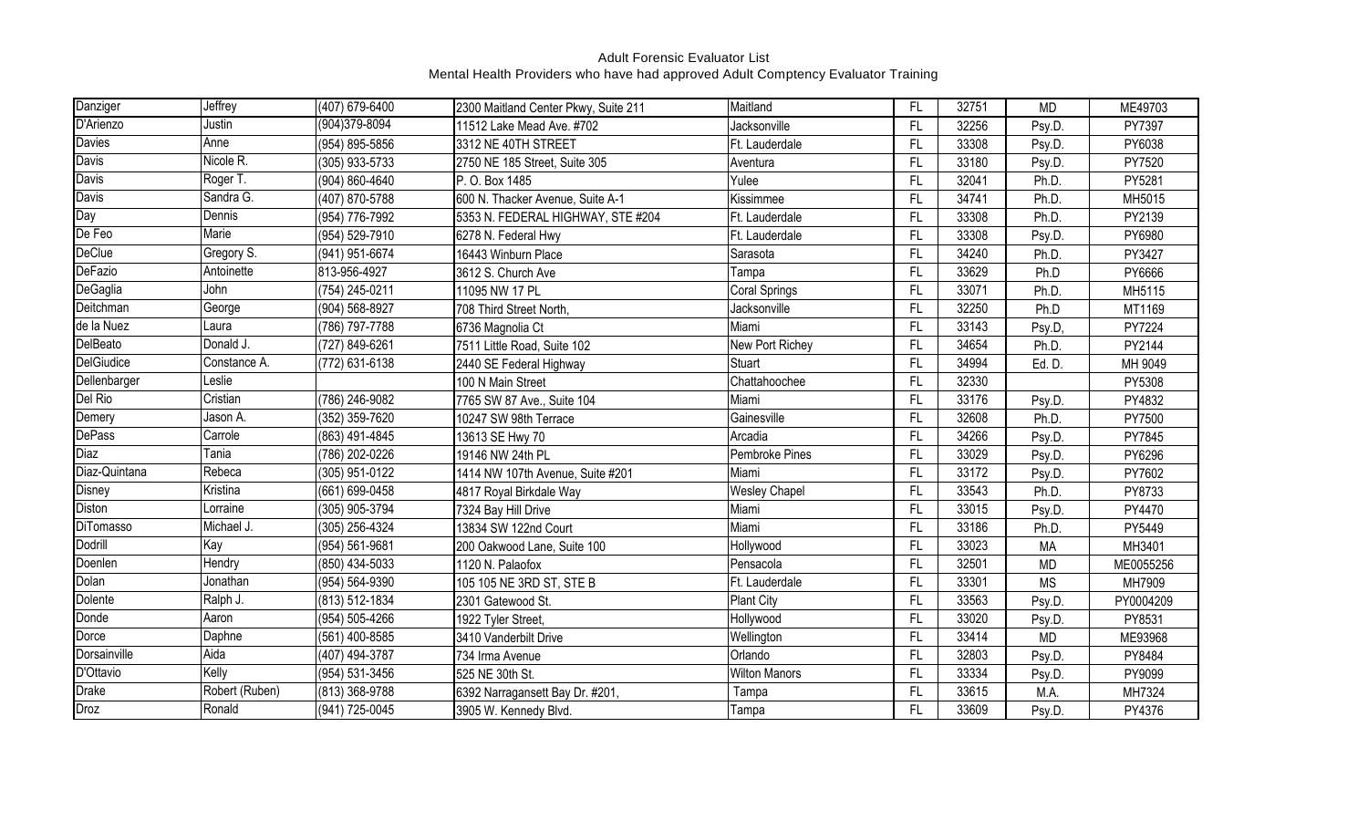Adult Forensic Evaluator List
Mental Health Providers who have had approved Adult Comptency Evaluator Training

| | | | | | | | | |
|---|---|---|---|---|---|---|---|---|
| Danziger | Jeffrey | (407) 679-6400 | 2300 Maitland Center Pkwy, Suite 211 | Maitland | FL | 32751 | MD | ME49703 |
| D'Arienzo | Justin | (904)379-8094 | 11512 Lake Mead Ave. #702 | Jacksonville | FL | 32256 | Psy.D. | PY7397 |
| Davies | Anne | (954) 895-5856 | 3312 NE 40TH STREET | Ft. Lauderdale | FL | 33308 | Psy.D. | PY6038 |
| Davis | Nicole R. | (305) 933-5733 | 2750 NE 185 Street, Suite 305 | Aventura | FL | 33180 | Psy.D. | PY7520 |
| Davis | Roger T. | (904) 860-4640 | P. O. Box 1485 | Yulee | FL | 32041 | Ph.D. | PY5281 |
| Davis | Sandra G. | (407) 870-5788 | 600 N. Thacker Avenue, Suite A-1 | Kissimmee | FL | 34741 | Ph.D. | MH5015 |
| Day | Dennis | (954) 776-7992 | 5353 N. FEDERAL HIGHWAY, STE #204 | Ft. Lauderdale | FL | 33308 | Ph.D. | PY2139 |
| De Feo | Marie | (954) 529-7910 | 6278 N. Federal Hwy | Ft. Lauderdale | FL | 33308 | Psy.D. | PY6980 |
| DeClue | Gregory S. | (941) 951-6674 | 16443 Winburn Place | Sarasota | FL | 34240 | Ph.D. | PY3427 |
| DeFazio | Antoinette | 813-956-4927 | 3612 S. Church Ave | Tampa | FL | 33629 | Ph.D | PY6666 |
| DeGaglia | John | (754) 245-0211 | 11095 NW 17 PL | Coral Springs | FL | 33071 | Ph.D. | MH5115 |
| Deitchman | George | (904) 568-8927 | 708 Third Street North, | Jacksonville | FL | 32250 | Ph.D | MT1169 |
| de la Nuez | Laura | (786) 797-7788 | 6736 Magnolia Ct | Miami | FL | 33143 | Psy.D, | PY7224 |
| DelBeato | Donald J. | (727) 849-6261 | 7511 Little Road, Suite 102 | New Port Richey | FL | 34654 | Ph.D. | PY2144 |
| DelGiudice | Constance A. | (772) 631-6138 | 2440 SE Federal Highway | Stuart | FL | 34994 | Ed. D. | MH 9049 |
| Dellenbarger | Leslie | | 100 N Main Street | Chattahoochee | FL | 32330 | | PY5308 |
| Del Rio | Cristian | (786) 246-9082 | 7765 SW 87 Ave., Suite 104 | Miami | FL | 33176 | Psy.D. | PY4832 |
| Demery | Jason A. | (352) 359-7620 | 10247 SW 98th Terrace | Gainesville | FL | 32608 | Ph.D. | PY7500 |
| DePass | Carrole | (863) 491-4845 | 13613 SE Hwy 70 | Arcadia | FL | 34266 | Psy.D. | PY7845 |
| Diaz | Tania | (786) 202-0226 | 19146 NW 24th PL | Pembroke Pines | FL | 33029 | Psy.D. | PY6296 |
| Diaz-Quintana | Rebeca | (305) 951-0122 | 1414 NW 107th Avenue, Suite #201 | Miami | FL | 33172 | Psy.D. | PY7602 |
| Disney | Kristina | (661) 699-0458 | 4817 Royal Birkdale Way | Wesley Chapel | FL | 33543 | Ph.D. | PY8733 |
| Diston | Lorraine | (305) 905-3794 | 7324 Bay Hill Drive | Miami | FL | 33015 | Psy.D. | PY4470 |
| DiTomasso | Michael J. | (305) 256-4324 | 13834 SW 122nd Court | Miami | FL | 33186 | Ph.D. | PY5449 |
| Dodrill | Kay | (954) 561-9681 | 200 Oakwood Lane, Suite 100 | Hollywood | FL | 33023 | MA | MH3401 |
| Doenlen | Hendry | (850) 434-5033 | 1120 N. Palaofox | Pensacola | FL | 32501 | MD | ME0055256 |
| Dolan | Jonathan | (954) 564-9390 | 105 105 NE 3RD ST, STE B | Ft. Lauderdale | FL | 33301 | MS | MH7909 |
| Dolente | Ralph J. | (813) 512-1834 | 2301 Gatewood St. | Plant City | FL | 33563 | Psy.D. | PY0004209 |
| Donde | Aaron | (954) 505-4266 | 1922 Tyler Street, | Hollywood | FL | 33020 | Psy.D. | PY8531 |
| Dorce | Daphne | (561) 400-8585 | 3410 Vanderbilt Drive | Wellington | FL | 33414 | MD | ME93968 |
| Dorsainville | Aida | (407) 494-3787 | 734 Irma Avenue | Orlando | FL | 32803 | Psy.D. | PY8484 |
| D'Ottavio | Kelly | (954) 531-3456 | 525 NE 30th St. | Wilton Manors | FL | 33334 | Psy.D. | PY9099 |
| Drake | Robert (Ruben) | (813) 368-9788 | 6392 Narragansett Bay Dr. #201, | Tampa | FL | 33615 | M.A. | MH7324 |
| Droz | Ronald | (941) 725-0045 | 3905 W. Kennedy Blvd. | Tampa | FL | 33609 | Psy.D. | PY4376 |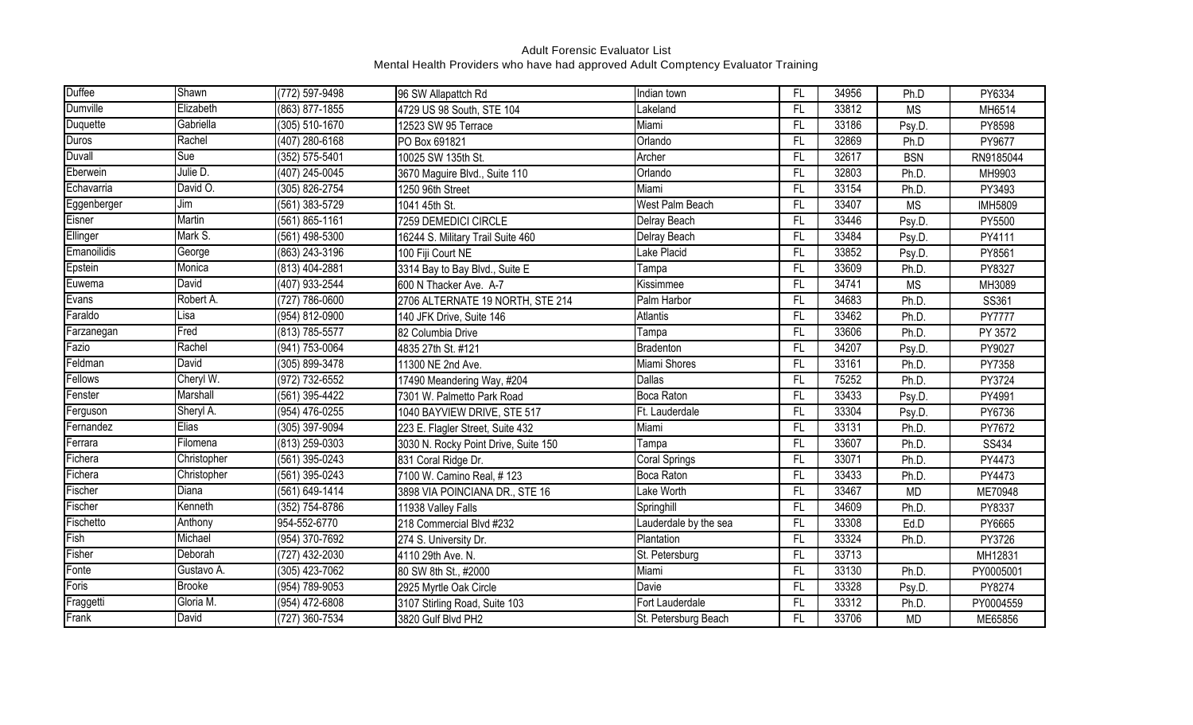Adult Forensic Evaluator List
Mental Health Providers who have had approved Adult Comptency Evaluator Training

| | | | | | | | | |
|---|---|---|---|---|---|---|---|---|
| Duffee | Shawn | (772) 597-9498 | 96 SW Allapattch Rd | Indian town | FL | 34956 | Ph.D | PY6334 |
| Dumville | Elizabeth | (863) 877-1855 | 4729 US 98 South, STE 104 | Lakeland | FL | 33812 | MS | MH6514 |
| Duquette | Gabriella | (305) 510-1670 | 12523 SW 95 Terrace | Miami | FL | 33186 | Psy.D. | PY8598 |
| Duros | Rachel | (407) 280-6168 | PO Box 691821 | Orlando | FL | 32869 | Ph.D | PY9677 |
| Duvall | Sue | (352) 575-5401 | 10025 SW 135th St. | Archer | FL | 32617 | BSN | RN9185044 |
| Eberwein | Julie D. | (407) 245-0045 | 3670 Maguire Blvd., Suite 110 | Orlando | FL | 32803 | Ph.D. | MH9903 |
| Echavarria | David O. | (305) 826-2754 | 1250 96th Street | Miami | FL | 33154 | Ph.D. | PY3493 |
| Eggenberger | Jim | (561) 383-5729 | 1041 45th St. | West Palm Beach | FL | 33407 | MS | IMH5809 |
| Eisner | Martin | (561) 865-1161 | 7259 DEMEDICI CIRCLE | Delray Beach | FL | 33446 | Psy.D. | PY5500 |
| Ellinger | Mark S. | (561) 498-5300 | 16244 S. Military Trail Suite 460 | Delray Beach | FL | 33484 | Psy.D. | PY4111 |
| Emanoilidis | George | (863) 243-3196 | 100 Fiji Court NE | Lake Placid | FL | 33852 | Psy.D. | PY8561 |
| Epstein | Monica | (813) 404-2881 | 3314 Bay to Bay Blvd., Suite E | Tampa | FL | 33609 | Ph.D. | PY8327 |
| Euwema | David | (407) 933-2544 | 600 N Thacker Ave. A-7 | Kissimmee | FL | 34741 | MS | MH3089 |
| Evans | Robert A. | (727) 786-0600 | 2706 ALTERNATE 19 NORTH, STE 214 | Palm Harbor | FL | 34683 | Ph.D. | SS361 |
| Faraldo | Lisa | (954) 812-0900 | 140 JFK Drive, Suite 146 | Atlantis | FL | 33462 | Ph.D. | PY7777 |
| Farzanegan | Fred | (813) 785-5577 | 82 Columbia Drive | Tampa | FL | 33606 | Ph.D. | PY 3572 |
| Fazio | Rachel | (941) 753-0064 | 4835 27th St. #121 | Bradenton | FL | 34207 | Psy.D. | PY9027 |
| Feldman | David | (305) 899-3478 | 11300 NE 2nd Ave. | Miami Shores | FL | 33161 | Ph.D. | PY7358 |
| Fellows | Cheryl W. | (972) 732-6552 | 17490 Meandering Way, #204 | Dallas | FL | 75252 | Ph.D. | PY3724 |
| Fenster | Marshall | (561) 395-4422 | 7301 W. Palmetto Park Road | Boca Raton | FL | 33433 | Psy.D. | PY4991 |
| Ferguson | Sheryl A. | (954) 476-0255 | 1040 BAYVIEW DRIVE, STE 517 | Ft. Lauderdale | FL | 33304 | Psy.D. | PY6736 |
| Fernandez | Elias | (305) 397-9094 | 223 E. Flagler Street, Suite 432 | Miami | FL | 33131 | Ph.D. | PY7672 |
| Ferrara | Filomena | (813) 259-0303 | 3030 N. Rocky Point Drive, Suite 150 | Tampa | FL | 33607 | Ph.D. | SS434 |
| Fichera | Christopher | (561) 395-0243 | 831 Coral Ridge Dr. | Coral Springs | FL | 33071 | Ph.D. | PY4473 |
| Fichera | Christopher | (561) 395-0243 | 7100 W. Camino Real, # 123 | Boca Raton | FL | 33433 | Ph.D. | PY4473 |
| Fischer | Diana | (561) 649-1414 | 3898 VIA POINCIANA DR., STE 16 | Lake Worth | FL | 33467 | MD | ME70948 |
| Fischer | Kenneth | (352) 754-8786 | 11938 Valley Falls | Springhill | FL | 34609 | Ph.D. | PY8337 |
| Fischetto | Anthony | 954-552-6770 | 218 Commercial Blvd #232 | Lauderdale by the sea | FL | 33308 | Ed.D | PY6665 |
| Fish | Michael | (954) 370-7692 | 274 S. University Dr. | Plantation | FL | 33324 | Ph.D. | PY3726 |
| Fisher | Deborah | (727) 432-2030 | 4110 29th Ave. N. | St. Petersburg | FL | 33713 | | MH12831 |
| Fonte | Gustavo A. | (305) 423-7062 | 80 SW 8th St., #2000 | Miami | FL | 33130 | Ph.D. | PY0005001 |
| Foris | Brooke | (954) 789-9053 | 2925 Myrtle Oak Circle | Davie | FL | 33328 | Psy.D. | PY8274 |
| Fraggetti | Gloria M. | (954) 472-6808 | 3107 Stirling Road, Suite 103 | Fort Lauderdale | FL | 33312 | Ph.D. | PY0004559 |
| Frank | David | (727) 360-7534 | 3820 Gulf Blvd PH2 | St. Petersburg Beach | FL | 33706 | MD | ME65856 |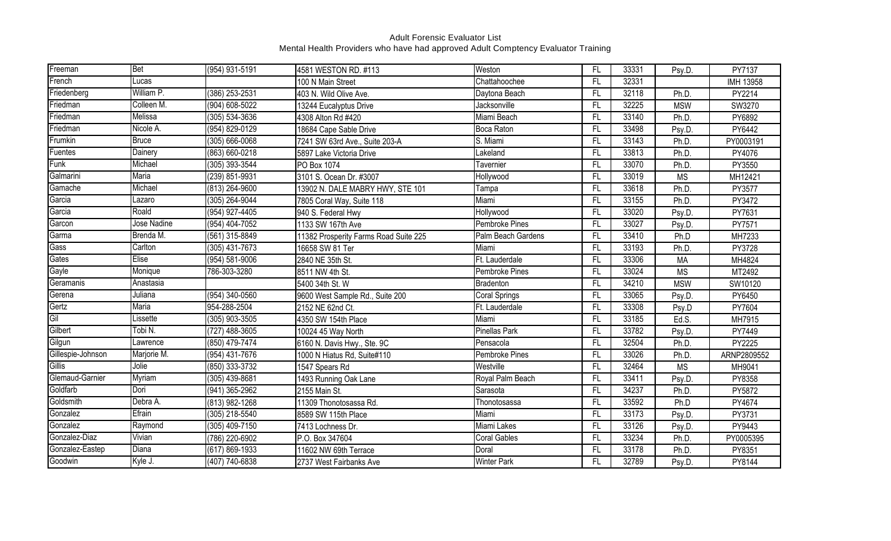Adult Forensic Evaluator List
Mental Health Providers who have had approved Adult Comptency Evaluator Training

| | | | | | | | | |
|---|---|---|---|---|---|---|---|---|
| Freeman | Bet | (954) 931-5191 | 4581 WESTON RD. #113 | Weston | FL | 33331 | Psy.D. | PY7137 |
| French | Lucas | | 100 N Main Street | Chattahoochee | FL | 32331 | | IMH 13958 |
| Friedenberg | William P. | (386) 253-2531 | 403 N. Wild Olive Ave. | Daytona Beach | FL | 32118 | Ph.D. | PY2214 |
| Friedman | Colleen M. | (904) 608-5022 | 13244 Eucalyptus Drive | Jacksonville | FL | 32225 | MSW | SW3270 |
| Friedman | Melissa | (305) 534-3636 | 4308 Alton Rd #420 | Miami Beach | FL | 33140 | Ph.D. | PY6892 |
| Friedman | Nicole A. | (954) 829-0129 | 18684 Cape Sable Drive | Boca Raton | FL | 33498 | Psy.D. | PY6442 |
| Frumkin | Bruce | (305) 666-0068 | 7241 SW 63rd Ave., Suite 203-A | S. Miami | FL | 33143 | Ph.D. | PY0003191 |
| Fuentes | Dainery | (863) 660-0218 | 5897 Lake Victoria Drive | Lakeland | FL | 33813 | Ph.D. | PY4076 |
| Funk | Michael | (305) 393-3544 | PO Box 1074 | Tavernier | FL | 33070 | Ph.D. | PY3550 |
| Galmarini | Maria | (239) 851-9931 | 3101 S. Ocean Dr. #3007 | Hollywood | FL | 33019 | MS | MH12421 |
| Gamache | Michael | (813) 264-9600 | 13902 N. DALE MABRY HWY, STE 101 | Tampa | FL | 33618 | Ph.D. | PY3577 |
| Garcia | Lazaro | (305) 264-9044 | 7805 Coral Way, Suite 118 | Miami | FL | 33155 | Ph.D. | PY3472 |
| Garcia | Roald | (954) 927-4405 | 940 S. Federal Hwy | Hollywood | FL | 33020 | Psy.D. | PY7631 |
| Garcon | Jose Nadine | (954) 404-7052 | 1133 SW 167th Ave | Pembroke Pines | FL | 33027 | Psy.D. | PY7571 |
| Garma | Brenda M. | (561) 315-8849 | 11382 Prosperity Farms Road Suite 225 | Palm Beach Gardens | FL | 33410 | Ph.D | MH7233 |
| Gass | Carlton | (305) 431-7673 | 16658 SW 81 Ter | Miami | FL | 33193 | Ph.D. | PY3728 |
| Gates | Elise | (954) 581-9006 | 2840 NE 35th St. | Ft. Lauderdale | FL | 33306 | MA | MH4824 |
| Gayle | Monique | 786-303-3280 | 8511 NW 4th St. | Pembroke Pines | FL | 33024 | MS | MT2492 |
| Geramanis | Anastasia | | 5400 34th St. W | Bradenton | FL | 34210 | MSW | SW10120 |
| Gerena | Juliana | (954) 340-0560 | 9600 West Sample Rd., Suite 200 | Coral Springs | FL | 33065 | Psy.D. | PY6450 |
| Gertz | Maria | 954-288-2504 | 2152 NE 62nd Ct. | Ft. Lauderdale | FL | 33308 | Psy.D | PY7604 |
| Gil | Lissette | (305) 903-3505 | 4350 SW 154th Place | Miami | FL | 33185 | Ed.S. | MH7915 |
| Gilbert | Tobi N. | (727) 488-3605 | 10024 45 Way North | Pinellas Park | FL | 33782 | Psy.D. | PY7449 |
| Gilgun | Lawrence | (850) 479-7474 | 6160 N. Davis Hwy., Ste. 9C | Pensacola | FL | 32504 | Ph.D. | PY2225 |
| Gillespie-Johnson | Marjorie M. | (954) 431-7676 | 1000 N Hiatus Rd, Suite#110 | Pembroke Pines | FL | 33026 | Ph.D. | ARNP2809552 |
| Gillis | Jolie | (850) 333-3732 | 1547 Spears Rd | Westville | FL | 32464 | MS | MH9041 |
| Glemaud-Garnier | Myriam | (305) 439-8681 | 1493 Running Oak Lane | Royal Palm Beach | FL | 33411 | Psy.D. | PY8358 |
| Goldfarb | Dori | (941) 365-2962 | 2155 Main St. | Sarasota | FL | 34237 | Ph.D. | PY5872 |
| Goldsmith | Debra A. | (813) 982-1268 | 11309 Thonotosassa Rd. | Thonotosassa | FL | 33592 | Ph.D | PY4674 |
| Gonzalez | Efrain | (305) 218-5540 | 8589 SW 115th Place | Miami | FL | 33173 | Psy.D. | PY3731 |
| Gonzalez | Raymond | (305) 409-7150 | 7413 Lochness Dr. | Miami Lakes | FL | 33126 | Psy.D. | PY9443 |
| Gonzalez-Diaz | Vivian | (786) 220-6902 | P.O. Box 347604 | Coral Gables | FL | 33234 | Ph.D. | PY0005395 |
| Gonzalez-Eastep | Diana | (617) 869-1933 | 11602 NW 69th Terrace | Doral | FL | 33178 | Ph.D. | PY8351 |
| Goodwin | Kyle J. | (407) 740-6838 | 2737 West Fairbanks Ave | Winter Park | FL | 32789 | Psy.D. | PY8144 |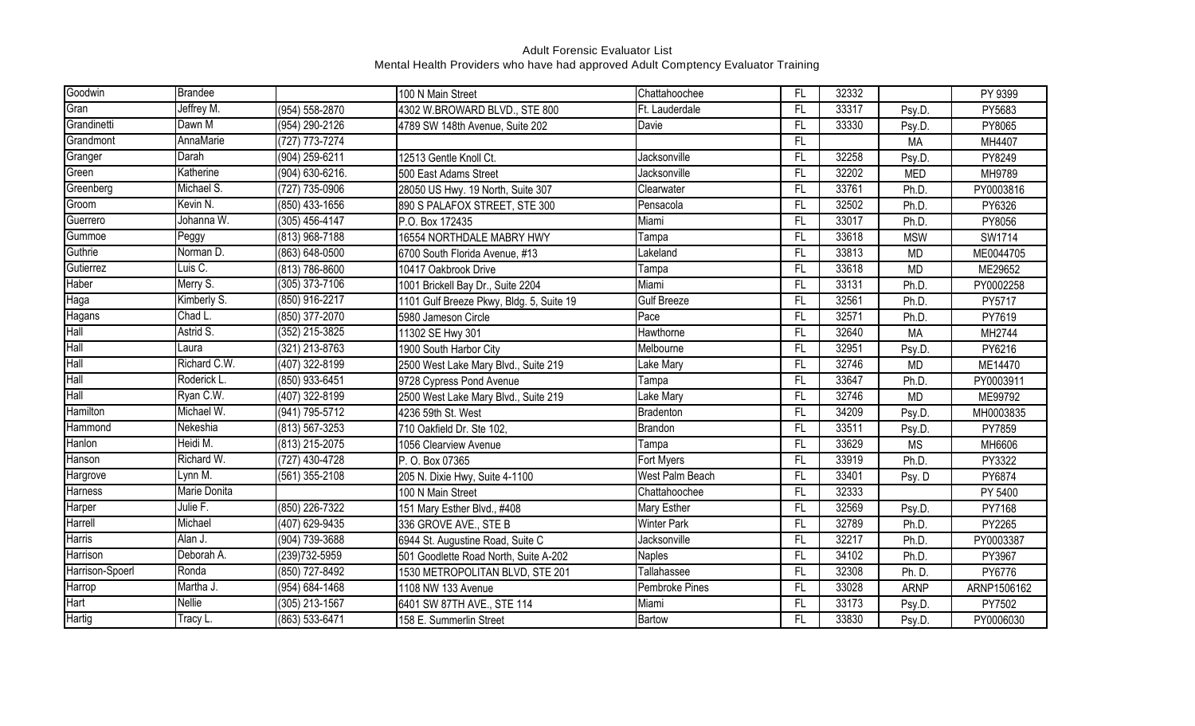Adult Forensic Evaluator List
Mental Health Providers who have had approved Adult Comptency Evaluator Training

| | | | | | | | | |
|---|---|---|---|---|---|---|---|---|
| Goodwin | Brandee | | 100 N Main Street | Chattahoochee | FL | 32332 | | PY 9399 |
| Gran | Jeffrey M. | (954) 558-2870 | 4302 W.BROWARD BLVD., STE 800 | Ft. Lauderdale | FL | 33317 | Psy.D. | PY5683 |
| Grandinetti | Dawn M | (954) 290-2126 | 4789 SW 148th Avenue, Suite 202 | Davie | FL | 33330 | Psy.D. | PY8065 |
| Grandmont | AnnaMarie | (727) 773-7274 | | | FL | | MA | MH4407 |
| Granger | Darah | (904) 259-6211 | 12513 Gentle Knoll Ct. | Jacksonville | FL | 32258 | Psy.D. | PY8249 |
| Green | Katherine | (904) 630-6216. | 500 East Adams Street | Jacksonville | FL | 32202 | MED | MH9789 |
| Greenberg | Michael S. | (727) 735-0906 | 28050 US Hwy. 19 North, Suite 307 | Clearwater | FL | 33761 | Ph.D. | PY0003816 |
| Groom | Kevin N. | (850) 433-1656 | 890 S PALAFOX STREET, STE 300 | Pensacola | FL | 32502 | Ph.D. | PY6326 |
| Guerrero | Johanna W. | (305) 456-4147 | P.O. Box 172435 | Miami | FL | 33017 | Ph.D. | PY8056 |
| Gummoe | Peggy | (813) 968-7188 | 16554 NORTHDALE MABRY HWY | Tampa | FL | 33618 | MSW | SW1714 |
| Guthrie | Norman D. | (863) 648-0500 | 6700 South Florida Avenue, #13 | Lakeland | FL | 33813 | MD | ME0044705 |
| Gutierrez | Luis C. | (813) 786-8600 | 10417 Oakbrook Drive | Tampa | FL | 33618 | MD | ME29652 |
| Haber | Merry S. | (305) 373-7106 | 1001 Brickell Bay Dr., Suite 2204 | Miami | FL | 33131 | Ph.D. | PY0002258 |
| Haga | Kimberly S. | (850) 916-2217 | 1101 Gulf Breeze Pkwy, Bldg. 5, Suite 19 | Gulf Breeze | FL | 32561 | Ph.D. | PY5717 |
| Hagans | Chad L. | (850) 377-2070 | 5980 Jameson Circle | Pace | FL | 32571 | Ph.D. | PY7619 |
| Hall | Astrid S. | (352) 215-3825 | 11302 SE Hwy 301 | Hawthorne | FL | 32640 | MA | MH2744 |
| Hall | Laura | (321) 213-8763 | 1900 South Harbor City | Melbourne | FL | 32951 | Psy.D. | PY6216 |
| Hall | Richard C.W. | (407) 322-8199 | 2500 West Lake Mary Blvd., Suite 219 | Lake Mary | FL | 32746 | MD | ME14470 |
| Hall | Roderick L. | (850) 933-6451 | 9728 Cypress Pond Avenue | Tampa | FL | 33647 | Ph.D. | PY0003911 |
| Hall | Ryan C.W. | (407) 322-8199 | 2500 West Lake Mary Blvd., Suite 219 | Lake Mary | FL | 32746 | MD | ME99792 |
| Hamilton | Michael W. | (941) 795-5712 | 4236 59th St. West | Bradenton | FL | 34209 | Psy.D. | MH0003835 |
| Hammond | Nekeshia | (813) 567-3253 | 710 Oakfield Dr. Ste 102, | Brandon | FL | 33511 | Psy.D. | PY7859 |
| Hanlon | Heidi M. | (813) 215-2075 | 1056 Clearview Avenue | Tampa | FL | 33629 | MS | MH6606 |
| Hanson | Richard W. | (727) 430-4728 | P. O. Box 07365 | Fort Myers | FL | 33919 | Ph.D. | PY3322 |
| Hargrove | Lynn M. | (561) 355-2108 | 205 N. Dixie Hwy, Suite 4-1100 | West Palm Beach | FL | 33401 | Psy. D | PY6874 |
| Harness | Marie Donita | | 100 N Main Street | Chattahoochee | FL | 32333 | | PY 5400 |
| Harper | Julie F. | (850) 226-7322 | 151 Mary Esther Blvd., #408 | Mary Esther | FL | 32569 | Psy.D. | PY7168 |
| Harrell | Michael | (407) 629-9435 | 336 GROVE AVE., STE B | Winter Park | FL | 32789 | Ph.D. | PY2265 |
| Harris | Alan J. | (904) 739-3688 | 6944 St. Augustine Road, Suite C | Jacksonville | FL | 32217 | Ph.D. | PY0003387 |
| Harrison | Deborah A. | (239)732-5959 | 501 Goodlette Road North, Suite A-202 | Naples | FL | 34102 | Ph.D. | PY3967 |
| Harrison-Spoerl | Ronda | (850) 727-8492 | 1530 METROPOLITAN BLVD, STE 201 | Tallahassee | FL | 32308 | Ph. D. | PY6776 |
| Harrop | Martha J. | (954) 684-1468 | 1108 NW 133 Avenue | Pembroke Pines | FL | 33028 | ARNP | ARNP1506162 |
| Hart | Nellie | (305) 213-1567 | 6401 SW 87TH AVE., STE 114 | Miami | FL | 33173 | Psy.D. | PY7502 |
| Hartig | Tracy L. | (863) 533-6471 | 158 E. Summerlin Street | Bartow | FL | 33830 | Psy.D. | PY0006030 |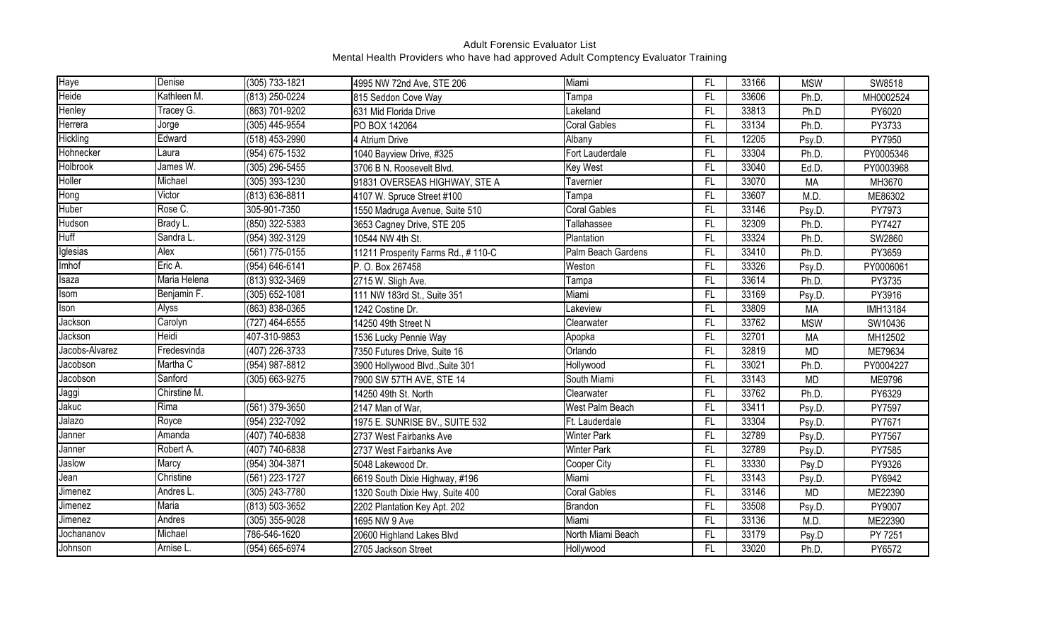Adult Forensic Evaluator List
Mental Health Providers who have had approved Adult Comptency Evaluator Training

| Haye | Denise | (305) 733-1821 | 4995 NW 72nd Ave, STE 206 | Miami | FL | 33166 | MSW | SW8518 |
|---|---|---|---|---|---|---|---|---|
| Heide | Kathleen M. | (813) 250-0224 | 815 Seddon Cove Way | Tampa | FL | 33606 | Ph.D. | MH0002524 |
| Henley | Tracey G. | (863) 701-9202 | 631 Mid Florida Drive | Lakeland | FL | 33813 | Ph.D | PY6020 |
| Herrera | Jorge | (305) 445-9554 | PO BOX 142064 | Coral Gables | FL | 33134 | Ph.D. | PY3733 |
| Hickling | Edward | (518) 453-2990 | 4 Atrium Drive | Albany | FL | 12205 | Psy.D. | PY7950 |
| Hohnecker | Laura | (954) 675-1532 | 1040 Bayview Drive, #325 | Fort Lauderdale | FL | 33304 | Ph.D. | PY0005346 |
| Holbrook | James W. | (305) 296-5455 | 3706 B N. Roosevelt Blvd. | Key West | FL | 33040 | Ed.D. | PY0003968 |
| Holler | Michael | (305) 393-1230 | 91831 OVERSEAS HIGHWAY, STE A | Tavernier | FL | 33070 | MA | MH3670 |
| Hong | Victor | (813) 636-8811 | 4107 W. Spruce Street #100 | Tampa | FL | 33607 | M.D. | ME86302 |
| Huber | Rose C. | 305-901-7350 | 1550 Madruga Avenue, Suite 510 | Coral Gables | FL | 33146 | Psy.D. | PY7973 |
| Hudson | Brady L. | (850) 322-5383 | 3653 Cagney Drive, STE 205 | Tallahassee | FL | 32309 | Ph.D. | PY7427 |
| Huff | Sandra L. | (954) 392-3129 | 10544 NW 4th St. | Plantation | FL | 33324 | Ph.D. | SW2860 |
| Iglesias | Alex | (561) 775-0155 | 11211 Prosperity Farms Rd., # 110-C | Palm Beach Gardens | FL | 33410 | Ph.D. | PY3659 |
| Imhof | Eric A. | (954) 646-6141 | P. O. Box 267458 | Weston | FL | 33326 | Psy.D. | PY0006061 |
| Isaza | Maria Helena | (813) 932-3469 | 2715 W. Sligh Ave. | Tampa | FL | 33614 | Ph.D. | PY3735 |
| Isom | Benjamin F. | (305) 652-1081 | 111 NW 183rd St., Suite 351 | Miami | FL | 33169 | Psy.D. | PY3916 |
| Ison | Alyss | (863) 838-0365 | 1242 Costine Dr. | Lakeview | FL | 33809 | MA | IMH13184 |
| Jackson | Carolyn | (727) 464-6555 | 14250 49th Street N | Clearwater | FL | 33762 | MSW | SW10436 |
| Jackson | Heidi | 407-310-9853 | 1536 Lucky Pennie Way | Apopka | FL | 32701 | MA | MH12502 |
| Jacobs-Alvarez | Fredesvinda | (407) 226-3733 | 7350 Futures Drive, Suite 16 | Orlando | FL | 32819 | MD | ME79634 |
| Jacobson | Martha C | (954) 987-8812 | 3900 Hollywood Blvd.,Suite 301 | Hollywood | FL | 33021 | Ph.D. | PY0004227 |
| Jacobson | Sanford | (305) 663-9275 | 7900 SW 57TH AVE, STE 14 | South Miami | FL | 33143 | MD | ME9796 |
| Jaggi | Chirstine M. | | 14250 49th St. North | Clearwater | FL | 33762 | Ph.D. | PY6329 |
| Jakuc | Rima | (561) 379-3650 | 2147 Man of War, | West Palm Beach | FL | 33411 | Psy.D. | PY7597 |
| Jalazo | Royce | (954) 232-7092 | 1975 E. SUNRISE BV., SUITE 532 | Ft. Lauderdale | FL | 33304 | Psy.D. | PY7671 |
| Janner | Amanda | (407) 740-6838 | 2737 West Fairbanks Ave | Winter Park | FL | 32789 | Psy.D. | PY7567 |
| Janner | Robert A. | (407) 740-6838 | 2737 West Fairbanks Ave | Winter Park | FL | 32789 | Psy.D. | PY7585 |
| Jaslow | Marcy | (954) 304-3871 | 5048 Lakewood Dr. | Cooper City | FL | 33330 | Psy.D | PY9326 |
| Jean | Christine | (561) 223-1727 | 6619 South Dixie Highway, #196 | Miami | FL | 33143 | Psy.D. | PY6942 |
| Jimenez | Andres L. | (305) 243-7780 | 1320 South Dixie Hwy, Suite 400 | Coral Gables | FL | 33146 | MD | ME22390 |
| Jimenez | Maria | (813) 503-3652 | 2202 Plantation Key Apt. 202 | Brandon | FL | 33508 | Psy.D. | PY9007 |
| Jimenez | Andres | (305) 355-9028 | 1695 NW 9 Ave | Miami | FL | 33136 | M.D. | ME22390 |
| Jochananov | Michael | 786-546-1620 | 20600 Highland Lakes Blvd | North Miami Beach | FL | 33179 | Psy.D | PY 7251 |
| Johnson | Arnise L. | (954) 665-6974 | 2705 Jackson Street | Hollywood | FL | 33020 | Ph.D. | PY6572 |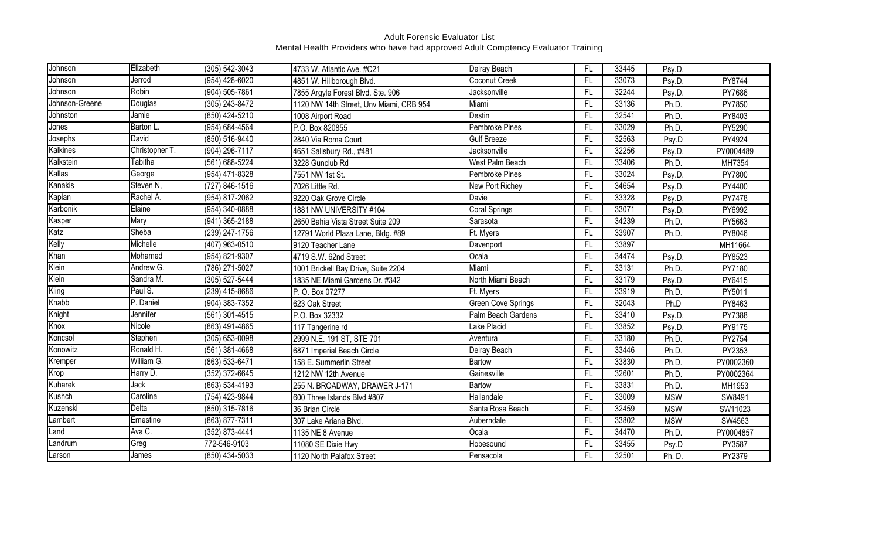Adult Forensic Evaluator List

Mental Health Providers who have had approved Adult Comptency Evaluator Training

| Johnson | Elizabeth | (305) 542-3043 | 4733 W. Atlantic Ave. #C21 | Delray Beach | FL | 33445 | Psy.D. | |
|---|---|---|---|---|---|---|---|---|
| Johnson | Jerrod | (954) 428-6020 | 4851 W. Hillborough Blvd. | Coconut Creek | FL | 33073 | Psy.D. | PY8744 |
| Johnson | Robin | (904) 505-7861 | 7855 Argyle Forest Blvd. Ste. 906 | Jacksonville | FL | 32244 | Psy.D. | PY7686 |
| Johnson-Greene | Douglas | (305) 243-8472 | 1120 NW 14th Street, Unv Miami, CRB 954 | Miami | FL | 33136 | Ph.D. | PY7850 |
| Johnston | Jamie | (850) 424-5210 | 1008 Airport Road | Destin | FL | 32541 | Ph.D. | PY8403 |
| Jones | Barton L. | (954) 684-4564 | P.O. Box 820855 | Pembroke Pines | FL | 33029 | Ph.D. | PY5290 |
| Josephs | David | (850) 516-9440 | 2840 Via Roma Court | Gulf Breeze | FL | 32563 | Psy.D | PY4924 |
| Kalkines | Christopher T. | (904) 296-7117 | 4651 Salisbury Rd., #481 | Jacksonville | FL | 32256 | Psy.D. | PY0004489 |
| Kalkstein | Tabitha | (561) 688-5224 | 3228 Gunclub Rd | West Palm Beach | FL | 33406 | Ph.D. | MH7354 |
| Kallas | George | (954) 471-8328 | 7551 NW 1st St. | Pembroke Pines | FL | 33024 | Psy.D. | PY7800 |
| Kanakis | Steven N, | (727) 846-1516 | 7026 Little Rd. | New Port Richey | FL | 34654 | Psy.D. | PY4400 |
| Kaplan | Rachel A. | (954) 817-2062 | 9220 Oak Grove Circle | Davie | FL | 33328 | Psy.D. | PY7478 |
| Karbonik | Elaine | (954) 340-0888 | 1881 NW UNIVERSITY #104 | Coral Springs | FL | 33071 | Psy.D. | PY6992 |
| Kasper | Mary | (941) 365-2188 | 2650 Bahia Vista Street Suite 209 | Sarasota | FL | 34239 | Ph.D. | PY5663 |
| Katz | Sheba | (239) 247-1756 | 12791 World Plaza Lane, Bldg. #89 | Ft. Myers | FL | 33907 | Ph.D. | PY8046 |
| Kelly | Michelle | (407) 963-0510 | 9120 Teacher Lane | Davenport | FL | 33897 | | MH11664 |
| Khan | Mohamed | (954) 821-9307 | 4719 S.W. 62nd Street | Ocala | FL | 34474 | Psy.D. | PY8523 |
| Klein | Andrew G. | (786) 271-5027 | 1001 Brickell Bay Drive, Suite 2204 | Miami | FL | 33131 | Ph.D. | PY7180 |
| Klein | Sandra M. | (305) 527-5444 | 1835 NE Miami Gardens Dr. #342 | North Miami Beach | FL | 33179 | Psy.D. | PY6415 |
| Kling | Paul S. | (239) 415-8686 | P. O. Box 07277 | Ft. Myers | FL | 33919 | Ph.D. | PY5011 |
| Knabb | P. Daniel | (904) 383-7352 | 623 Oak Street | Green Cove Springs | FL | 32043 | Ph.D | PY8463 |
| Knight | Jennifer | (561) 301-4515 | P.O. Box 32332 | Palm Beach Gardens | FL | 33410 | Psy.D. | PY7388 |
| Knox | Nicole | (863) 491-4865 | 117 Tangerine rd | Lake Placid | FL | 33852 | Psy.D. | PY9175 |
| Koncsol | Stephen | (305) 653-0098 | 2999 N.E. 191 ST, STE 701 | Aventura | FL | 33180 | Ph.D. | PY2754 |
| Konowitz | Ronald H. | (561) 381-4668 | 6871 Imperial Beach Circle | Delray Beach | FL | 33446 | Ph.D. | PY2353 |
| Kremper | William G. | (863) 533-6471 | 158 E. Summerlin Street | Bartow | FL | 33830 | Ph.D. | PY0002360 |
| Krop | Harry D. | (352) 372-6645 | 1212 NW 12th Avenue | Gainesville | FL | 32601 | Ph.D. | PY0002364 |
| Kuharek | Jack | (863) 534-4193 | 255 N. BROADWAY, DRAWER J-171 | Bartow | FL | 33831 | Ph.D. | MH1953 |
| Kushch | Carolina | (754) 423-9844 | 600 Three Islands Blvd #807 | Hallandale | FL | 33009 | MSW | SW8491 |
| Kuzenski | Delta | (850) 315-7816 | 36 Brian Circle | Santa Rosa Beach | FL | 32459 | MSW | SW11023 |
| Lambert | Ernestine | (863) 877-7311 | 307 Lake Ariana Blvd. | Auberndale | FL | 33802 | MSW | SW4563 |
| Land | Ava C. | (352) 873-4441 | 1135 NE 8 Avenue | Ocala | FL | 34470 | Ph.D. | PY0004857 |
| Landrum | Greg | 772-546-9103 | 11080 SE Dixie Hwy | Hobesound | FL | 33455 | Psy.D | PY3587 |
| Larson | James | (850) 434-5033 | 1120 North Palafox Street | Pensacola | FL | 32501 | Ph. D. | PY2379 |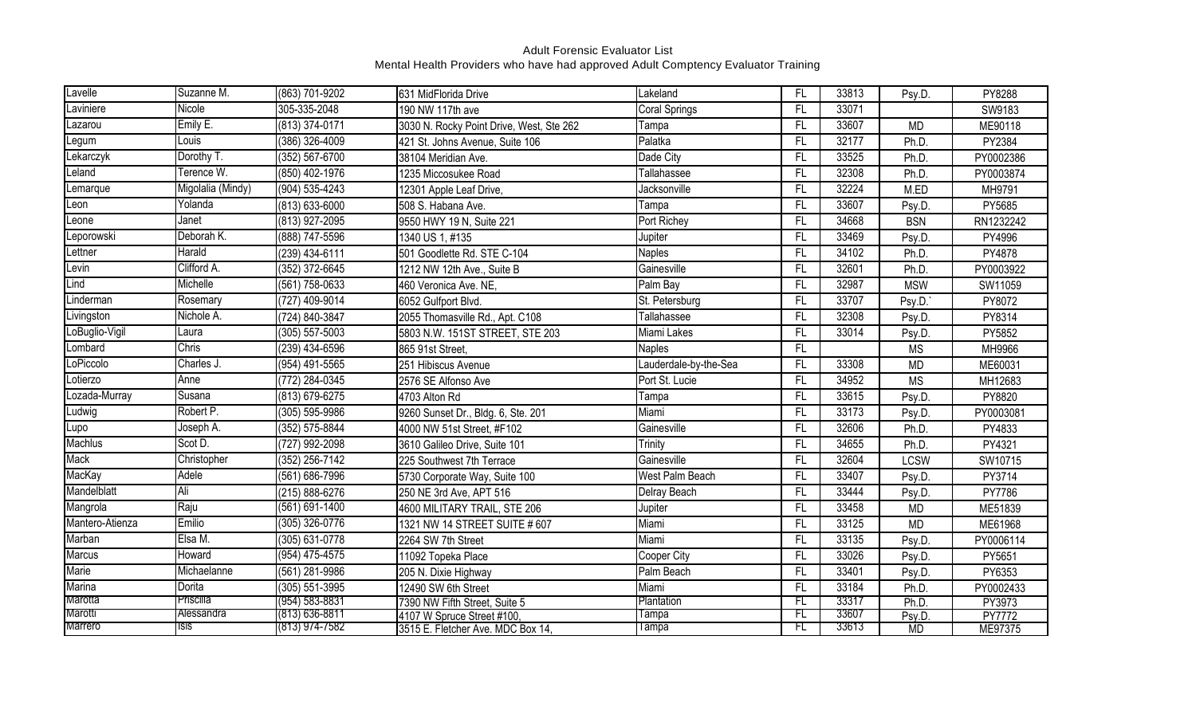Adult Forensic Evaluator List

Mental Health Providers who have had approved Adult Comptency Evaluator Training

| | | | | | | | | |
|---|---|---|---|---|---|---|---|---|
| Lavelle | Suzanne M. | (863) 701-9202 | 631 MidFlorida Drive | Lakeland | FL | 33813 | Psy.D. | PY8288 |
| Laviniere | Nicole | 305-335-2048 | 190 NW 117th ave | Coral Springs | FL | 33071 | | SW9183 |
| Lazarou | Emily E. | (813) 374-0171 | 3030 N. Rocky Point Drive, West, Ste 262 | Tampa | FL | 33607 | MD | ME90118 |
| Legum | Louis | (386) 326-4009 | 421 St. Johns Avenue, Suite 106 | Palatka | FL | 32177 | Ph.D. | PY2384 |
| Lekarczyk | Dorothy T. | (352) 567-6700 | 38104 Meridian Ave. | Dade City | FL | 33525 | Ph.D. | PY0002386 |
| Leland | Terence W. | (850) 402-1976 | 1235 Miccosukee Road | Tallahassee | FL | 32308 | Ph.D. | PY0003874 |
| Lemarque | Migolalia (Mindy) | (904) 535-4243 | 12301 Apple Leaf Drive, | Jacksonville | FL | 32224 | M.ED | MH9791 |
| Leon | Yolanda | (813) 633-6000 | 508 S. Habana Ave. | Tampa | FL | 33607 | Psy.D. | PY5685 |
| Leone | Janet | (813) 927-2095 | 9550 HWY 19 N, Suite 221 | Port Richey | FL | 34668 | BSN | RN1232242 |
| Leporowski | Deborah K. | (888) 747-5596 | 1340 US 1, #135 | Jupiter | FL | 33469 | Psy.D. | PY4996 |
| Lettner | Harald | (239) 434-6111 | 501 Goodlette Rd. STE C-104 | Naples | FL | 34102 | Ph.D. | PY4878 |
| Levin | Clifford A. | (352) 372-6645 | 1212 NW 12th Ave., Suite B | Gainesville | FL | 32601 | Ph.D. | PY0003922 |
| Lind | Michelle | (561) 758-0633 | 460 Veronica Ave. NE, | Palm Bay | FL | 32987 | MSW | SW11059 |
| Linderman | Rosemary | (727) 409-9014 | 6052 Gulfport Blvd. | St. Petersburg | FL | 33707 | Psy.D.` | PY8072 |
| Livingston | Nichole A. | (724) 840-3847 | 2055 Thomasville Rd., Apt. C108 | Tallahassee | FL | 32308 | Psy.D. | PY8314 |
| LoBuglio-Vigil | Laura | (305) 557-5003 | 5803 N.W. 151ST STREET, STE 203 | Miami Lakes | FL | 33014 | Psy.D. | PY5852 |
| Lombard | Chris | (239) 434-6596 | 865 91st Street, | Naples | FL | | MS | MH9966 |
| LoPiccolo | Charles J. | (954) 491-5565 | 251 Hibiscus Avenue | Lauderdale-by-the-Sea | FL | 33308 | MD | ME60031 |
| Lotierzo | Anne | (772) 284-0345 | 2576 SE Alfonso Ave | Port St. Lucie | FL | 34952 | MS | MH12683 |
| Lozada-Murray | Susana | (813) 679-6275 | 4703 Alton Rd | Tampa | FL | 33615 | Psy.D. | PY8820 |
| Ludwig | Robert P. | (305) 595-9986 | 9260 Sunset Dr., Bldg. 6, Ste. 201 | Miami | FL | 33173 | Psy.D. | PY0003081 |
| Lupo | Joseph A. | (352) 575-8844 | 4000 NW 51st Street, #F102 | Gainesville | FL | 32606 | Ph.D. | PY4833 |
| Machlus | Scot D. | (727) 992-2098 | 3610 Galileo Drive, Suite 101 | Trinity | FL | 34655 | Ph.D. | PY4321 |
| Mack | Christopher | (352) 256-7142 | 225 Southwest 7th Terrace | Gainesville | FL | 32604 | LCSW | SW10715 |
| MacKay | Adele | (561) 686-7996 | 5730 Corporate Way, Suite 100 | West Palm Beach | FL | 33407 | Psy.D. | PY3714 |
| Mandelblatt | Ali | (215) 888-6276 | 250 NE 3rd Ave, APT 516 | Delray Beach | FL | 33444 | Psy.D. | PY7786 |
| Mangrola | Raju | (561) 691-1400 | 4600 MILITARY TRAIL, STE 206 | Jupiter | FL | 33458 | MD | ME51839 |
| Mantero-Atienza | Emilio | (305) 326-0776 | 1321 NW 14 STREET SUITE # 607 | Miami | FL | 33125 | MD | ME61968 |
| Marban | Elsa M. | (305) 631-0778 | 2264 SW 7th Street | Miami | FL | 33135 | Psy.D. | PY0006114 |
| Marcus | Howard | (954) 475-4575 | 11092 Topeka Place | Cooper City | FL | 33026 | Psy.D. | PY5651 |
| Marie | Michaelanne | (561) 281-9986 | 205 N. Dixie Highway | Palm Beach | FL | 33401 | Psy.D. | PY6353 |
| Marina | Dorita | (305) 551-3995 | 12490 SW 6th Street | Miami | FL | 33184 | Ph.D. | PY0002433 |
| Marotta | Priscilla | (954) 583-8831 | 7390 NW Fifth Street, Suite 5 | Plantation | FL | 33317 | Ph.D. | PY3973 |
| Marotti | Alessandra | (813) 636-8811 | 4107 W Spruce Street #100, | Tampa | FL | 33607 | Psy.D. | PY7772 |
| Marrero | Isis | (813) 974-7582 | 3515 E. Fletcher Ave. MDC Box 14, | Tampa | FL | 33613 | MD | ME97375 |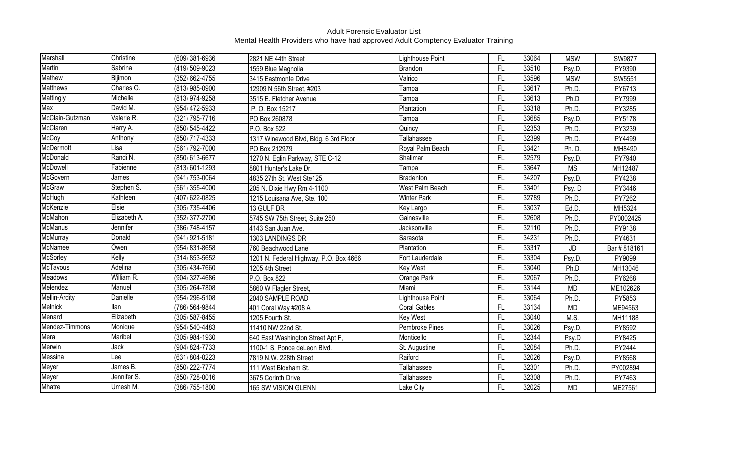Adult Forensic Evaluator List

Mental Health Providers who have had approved Adult Comptency Evaluator Training

| | | | | | | | | |
|---|---|---|---|---|---|---|---|---|
| Marshall | Christine | (609) 381-6936 | 2821 NE 44th Street | Lighthouse Point | FL | 33064 | MSW | SW9877 |
| Martin | Sabrina | (419) 509-9023 | 1559 Blue Magnolia | Brandon | FL | 33510 | Psy.D. | PY9390 |
| Mathew | Bijimon | (352) 662-4755 | 3415 Eastmonte Drive | Valrico | FL | 33596 | MSW | SW5551 |
| Matthews | Charles O. | (813) 985-0900 | 12909 N 56th Street, #203 | Tampa | FL | 33617 | Ph.D. | PY6713 |
| Mattingly | Michelle | (813) 974-9258 | 3515 E. Fletcher Avenue | Tampa | FL | 33613 | Ph.D | PY7999 |
| Max | David M. | (954) 472-5933 | P. O. Box 15217 | Plantation | FL | 33318 | Ph.D. | PY3285 |
| McClain-Gutzman | Valerie R. | (321) 795-7716 | PO Box 260878 | Tampa | FL | 33685 | Psy.D. | PY5178 |
| McClaren | Harry A. | (850) 545-4422 | P.O. Box 522 | Quincy | FL | 32353 | Ph.D. | PY3239 |
| McCoy | Anthony | (850) 717-4333 | 1317 Winewood Blvd, Bldg. 6 3rd Floor | Tallahassee | FL | 32399 | Ph.D. | PY4499 |
| McDermott | Lisa | (561) 792-7000 | PO Box 212979 | Royal Palm Beach | FL | 33421 | Ph. D. | MH8490 |
| McDonald | Randi N. | (850) 613-6677 | 1270 N. Eglin Parkway, STE C-12 | Shalimar | FL | 32579 | Psy.D. | PY7940 |
| McDowell | Fabienne | (813) 601-1293 | 8801 Hunter's Lake Dr. | Tampa | FL | 33647 | MS | MH12487 |
| McGovern | James | (941) 753-0064 | 4835 27th St. West Ste125, | Bradenton | FL | 34207 | Psy.D. | PY4238 |
| McGraw | Stephen S. | (561) 355-4000 | 205 N. Dixie Hwy Rm 4-1100 | West Palm Beach | FL | 33401 | Psy. D | PY3446 |
| McHugh | Kathleen | (407) 622-0825 | 1215 Louisana Ave, Ste. 100 | Winter Park | FL | 32789 | Ph.D. | PY7262 |
| McKenzie | Elsie | (305) 735-4406 | 13 GULF DR | Key Largo | FL | 33037 | Ed.D. | MH5324 |
| McMahon | Elizabeth A. | (352) 377-2700 | 5745 SW 75th Street, Suite 250 | Gainesville | FL | 32608 | Ph.D. | PY0002425 |
| McManus | Jennifer | (386) 748-4157 | 4143 San Juan Ave. | Jacksonville | FL | 32110 | Ph.D. | PY9138 |
| McMurray | Donald | (941) 921-5181 | 1303 LANDINGS DR | Sarasota | FL | 34231 | Ph.D. | PY4631 |
| McNamee | Owen | (954) 831-8658 | 760 Beachwood Lane | Plantation | FL | 33317 | JD | Bar # 818161 |
| McSorley | Kelly | (314) 853-5652 | 1201 N. Federal Highway, P.O. Box 4666 | Fort Lauderdale | FL | 33304 | Psy.D. | PY9099 |
| McTavous | Adelina | (305) 434-7660 | 1205 4th Street | Key West | FL | 33040 | Ph.D | MH13046 |
| Meadows | William R. | (904) 327-4686 | P.O. Box 822 | Orange Park | FL | 32067 | Ph.D. | PY6268 |
| Melendez | Manuel | (305) 264-7808 | 5860 W Flagler Street, | Miami | FL | 33144 | MD | ME102626 |
| Mellin-Ardity | Danielle | (954) 296-5108 | 2040 SAMPLE ROAD | Lighthouse Point | FL | 33064 | Ph.D. | PY5853 |
| Melnick | Ilan | (786) 564-9844 | 401 Coral Way #208 A | Coral Gables | FL | 33134 | MD | ME94563 |
| Menard | Elizabeth | (305) 587-8455 | 1205 Fourth St. | Key West | FL | 33040 | M.S. | MH11188 |
| Mendez-Timmons | Monique | (954) 540-4483 | 11410 NW 22nd St. | Pembroke Pines | FL | 33026 | Psy.D. | PY8592 |
| Mera | Maribel | (305) 984-1930 | 640 East Washington Street Apt F, | Monticello | FL | 32344 | Psy.D | PY8425 |
| Merwin | Jack | (904) 824-7733 | 1100-1 S. Ponce deLeon Blvd. | St. Augustine | FL | 32084 | Ph.D. | PY2444 |
| Messina | Lee | (631) 804-0223 | 7819 N.W. 228th Street | Raiford | FL | 32026 | Psy.D. | PY8568 |
| Meyer | James B. | (850) 222-7774 | 111 West Bloxham St. | Tallahassee | FL | 32301 | Ph.D. | PY002894 |
| Meyer | Jennifer S. | (850) 728-0016 | 3675 Corinth Drive | Tallahassee | FL | 32308 | Ph.D. | PY7463 |
| Mhatre | Umesh M. | (386) 755-1800 | 165 SW VISION GLENN | Lake City | FL | 32025 | MD | ME27561 |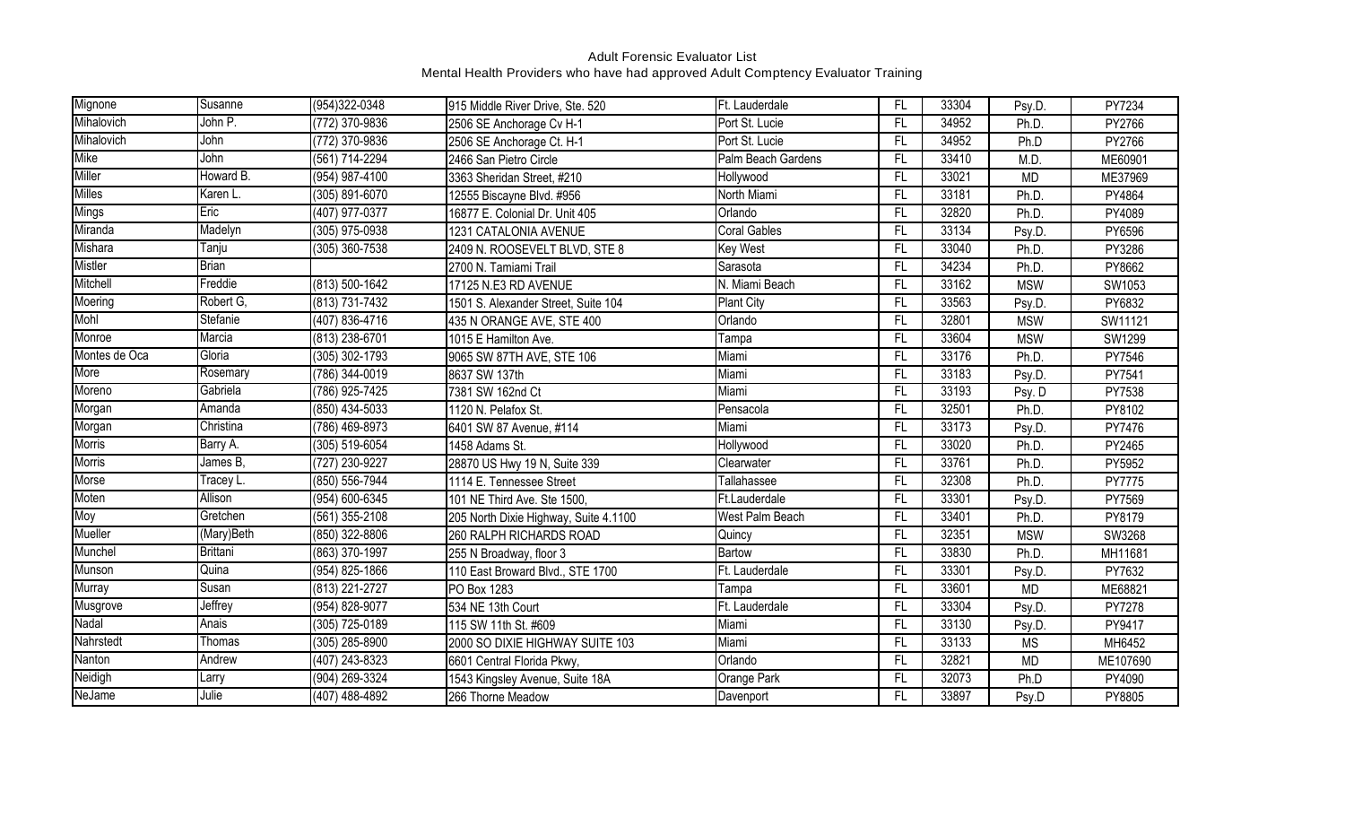# Adult Forensic Evaluator List

## Mental Health Providers who have had approved Adult Comptency Evaluator Training

| | | | | | | | | |
|---|---|---|---|---|---|---|---|---|
| Mignone | Susanne | (954)322-0348 | 915 Middle River Drive, Ste. 520 | Ft. Lauderdale | FL | 33304 | Psy.D. | PY7234 |
| Mihalovich | John P. | (772) 370-9836 | 2506 SE Anchorage Cv H-1 | Port St. Lucie | FL | 34952 | Ph.D. | PY2766 |
| Mihalovich | John | (772) 370-9836 | 2506 SE Anchorage Ct. H-1 | Port St. Lucie | FL | 34952 | Ph.D | PY2766 |
| Mike | John | (561) 714-2294 | 2466 San Pietro Circle | Palm Beach Gardens | FL | 33410 | M.D. | ME60901 |
| Miller | Howard B. | (954) 987-4100 | 3363 Sheridan Street, #210 | Hollywood | FL | 33021 | MD | ME37969 |
| Milles | Karen L. | (305) 891-6070 | 12555 Biscayne Blvd. #956 | North Miami | FL | 33181 | Ph.D. | PY4864 |
| Mings | Eric | (407) 977-0377 | 16877 E. Colonial Dr. Unit 405 | Orlando | FL | 32820 | Ph.D. | PY4089 |
| Miranda | Madelyn | (305) 975-0938 | 1231 CATALONIA AVENUE | Coral Gables | FL | 33134 | Psy.D. | PY6596 |
| Mishara | Tanju | (305) 360-7538 | 2409 N. ROOSEVELT BLVD, STE 8 | Key West | FL | 33040 | Ph.D. | PY3286 |
| Mistler | Brian | | 2700 N. Tamiami Trail | Sarasota | FL | 34234 | Ph.D. | PY8662 |
| Mitchell | Freddie | (813) 500-1642 | 17125 N.E3 RD AVENUE | N. Miami Beach | FL | 33162 | MSW | SW1053 |
| Moering | Robert G, | (813) 731-7432 | 1501 S. Alexander Street, Suite 104 | Plant City | FL | 33563 | Psy.D. | PY6832 |
| Mohl | Stefanie | (407) 836-4716 | 435 N ORANGE AVE, STE 400 | Orlando | FL | 32801 | MSW | SW11121 |
| Monroe | Marcia | (813) 238-6701 | 1015 E Hamilton Ave. | Tampa | FL | 33604 | MSW | SW1299 |
| Montes de Oca | Gloria | (305) 302-1793 | 9065 SW 87TH AVE, STE 106 | Miami | FL | 33176 | Ph.D. | PY7546 |
| More | Rosemary | (786) 344-0019 | 8637 SW 137th | Miami | FL | 33183 | Psy.D. | PY7541 |
| Moreno | Gabriela | (786) 925-7425 | 7381 SW 162nd Ct | Miami | FL | 33193 | Psy. D | PY7538 |
| Morgan | Amanda | (850) 434-5033 | 1120 N. Pelafox St. | Pensacola | FL | 32501 | Ph.D. | PY8102 |
| Morgan | Christina | (786) 469-8973 | 6401 SW 87 Avenue, #114 | Miami | FL | 33173 | Psy.D. | PY7476 |
| Morris | Barry A. | (305) 519-6054 | 1458 Adams St. | Hollywood | FL | 33020 | Ph.D. | PY2465 |
| Morris | James B, | (727) 230-9227 | 28870 US Hwy 19 N, Suite 339 | Clearwater | FL | 33761 | Ph.D. | PY5952 |
| Morse | Tracey L. | (850) 556-7944 | 1114 E. Tennessee Street | Tallahassee | FL | 32308 | Ph.D. | PY7775 |
| Moten | Allison | (954) 600-6345 | 101 NE Third Ave. Ste 1500, | Ft.Lauderdale | FL | 33301 | Psy.D. | PY7569 |
| Moy | Gretchen | (561) 355-2108 | 205 North Dixie Highway, Suite 4.1100 | West Palm Beach | FL | 33401 | Ph.D. | PY8179 |
| Mueller | (Mary)Beth | (850) 322-8806 | 260 RALPH RICHARDS ROAD | Quincy | FL | 32351 | MSW | SW3268 |
| Munchel | Brittani | (863) 370-1997 | 255 N Broadway, floor 3 | Bartow | FL | 33830 | Ph.D. | MH11681 |
| Munson | Quina | (954) 825-1866 | 110 East Broward Blvd., STE 1700 | Ft. Lauderdale | FL | 33301 | Psy.D. | PY7632 |
| Murray | Susan | (813) 221-2727 | PO Box 1283 | Tampa | FL | 33601 | MD | ME68821 |
| Musgrove | Jeffrey | (954) 828-9077 | 534 NE 13th Court | Ft. Lauderdale | FL | 33304 | Psy.D. | PY7278 |
| Nadal | Anais | (305) 725-0189 | 115 SW 11th St. #609 | Miami | FL | 33130 | Psy.D. | PY9417 |
| Nahrstedt | Thomas | (305) 285-8900 | 2000 SO DIXIE HIGHWAY SUITE 103 | Miami | FL | 33133 | MS | MH6452 |
| Nanton | Andrew | (407) 243-8323 | 6601 Central Florida Pkwy, | Orlando | FL | 32821 | MD | ME107690 |
| Neidigh | Larry | (904) 269-3324 | 1543 Kingsley Avenue, Suite 18A | Orange Park | FL | 32073 | Ph.D | PY4090 |
| NeJame | Julie | (407) 488-4892 | 266 Thorne Meadow | Davenport | FL | 33897 | Psy.D | PY8805 |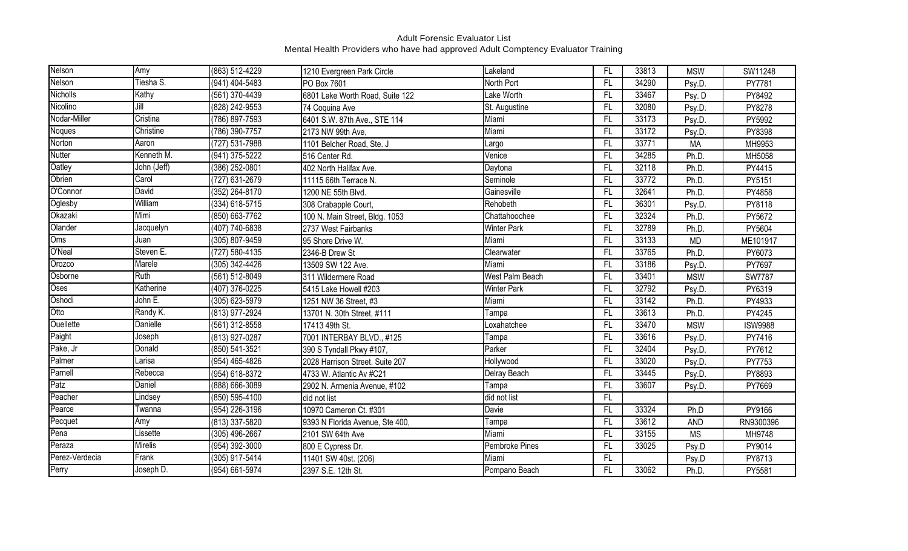Adult Forensic Evaluator List
Mental Health Providers who have had approved Adult Comptency Evaluator Training

| | | | | | | | | |
|---|---|---|---|---|---|---|---|---|
| Nelson | Amy | (863) 512-4229 | 1210 Evergreen Park Circle | Lakeland | FL | 33813 | MSW | SW11248 |
| Nelson | Tiesha S. | (941) 404-5483 | PO Box 7601 | North Port | FL | 34290 | Psy.D. | PY7781 |
| Nicholls | Kathy | (561) 370-4439 | 6801 Lake Worth Road, Suite 122 | Lake Worth | FL | 33467 | Psy. D | PY8492 |
| Nicolino | Jill | (828) 242-9553 | 74 Coquina Ave | St. Augustine | FL | 32080 | Psy.D. | PY8278 |
| Nodar-Miller | Cristina | (786) 897-7593 | 6401 S.W. 87th Ave., STE 114 | Miami | FL | 33173 | Psy.D. | PY5992 |
| Noques | Christine | (786) 390-7757 | 2173 NW 99th Ave, | Miami | FL | 33172 | Psy.D. | PY8398 |
| Norton | Aaron | (727) 531-7988 | 1101 Belcher Road, Ste. J | Largo | FL | 33771 | MA | MH9953 |
| Nutter | Kenneth M. | (941) 375-5222 | 516 Center Rd. | Venice | FL | 34285 | Ph.D. | MH5058 |
| Oatley | John (Jeff) | (386) 252-0801 | 402 North Halifax Ave. | Daytona | FL | 32118 | Ph.D. | PY4415 |
| Obrien | Carol | (727) 631-2679 | 11115 66th Terrace N. | Seminole | FL | 33772 | Ph.D. | PY5151 |
| O'Connor | David | (352) 264-8170 | 1200 NE 55th Blvd. | Gainesville | FL | 32641 | Ph.D. | PY4858 |
| Oglesby | William | (334) 618-5715 | 308 Crabapple Court, | Rehobeth | FL | 36301 | Psy.D. | PY8118 |
| Okazaki | Mimi | (850) 663-7762 | 100 N. Main Street, Bldg. 1053 | Chattahoochee | FL | 32324 | Ph.D. | PY5672 |
| Olander | Jacquelyn | (407) 740-6838 | 2737 West Fairbanks | Winter Park | FL | 32789 | Ph.D. | PY5604 |
| Oms | Juan | (305) 807-9459 | 95 Shore Drive W. | Miami | FL | 33133 | MD | ME101917 |
| O'Neal | Steven E. | (727) 580-4135 | 2346-B Drew St | Clearwater | FL | 33765 | Ph.D. | PY6073 |
| Orozco | Marele | (305) 342-4426 | 13509 SW 122 Ave. | Miami | FL | 33186 | Psy.D. | PY7697 |
| Osborne | Ruth | (561) 512-8049 | 311 Wildermere Road | West Palm Beach | FL | 33401 | MSW | SW7787 |
| Oses | Katherine | (407) 376-0225 | 5415 Lake Howell #203 | Winter Park | FL | 32792 | Psy.D. | PY6319 |
| Oshodi | John E. | (305) 623-5979 | 1251 NW 36 Street, #3 | Miami | FL | 33142 | Ph.D. | PY4933 |
| Otto | Randy K. | (813) 977-2924 | 13701 N. 30th Street, #111 | Tampa | FL | 33613 | Ph.D. | PY4245 |
| Ouellette | Danielle | (561) 312-8558 | 17413 49th St. | Loxahatchee | FL | 33470 | MSW | ISW9988 |
| Paight | Joseph | (813) 927-0287 | 7001 INTERBAY BLVD., #125 | Tampa | FL | 33616 | Psy.D. | PY7416 |
| Pake, Jr | Donald | (850) 541-3521 | 390 S Tyndall Pkwy #107, | Parker | FL | 32404 | Psy.D. | PY7612 |
| Palmer | Larisa | (954) 465-4826 | 2028 Harrison Street. Suite 207 | Hollywood | FL | 33020 | Psy.D. | PY7753 |
| Parnell | Rebecca | (954) 618-8372 | 4733 W. Atlantic Av #C21 | Delray Beach | FL | 33445 | Psy.D. | PY8893 |
| Patz | Daniel | (888) 666-3089 | 2902 N. Armenia Avenue, #102 | Tampa | FL | 33607 | Psy.D. | PY7669 |
| Peacher | Lindsey | (850) 595-4100 | did not list | did not list | FL | | | |
| Pearce | Twanna | (954) 226-3196 | 10970 Cameron Ct. #301 | Davie | FL | 33324 | Ph.D | PY9166 |
| Pecquet | Amy | (813) 337-5820 | 9393 N Florida Avenue, Ste 400, | Tampa | FL | 33612 | AND | RN9300396 |
| Pena | Lissette | (305) 496-2667 | 2101 SW 64th Ave | Miami | FL | 33155 | MS | MH9748 |
| Peraza | Mirelis | (954) 392-3000 | 800 E Cypress Dr. | Pembroke Pines | FL | 33025 | Psy.D | PY9014 |
| Perez-Verdecia | Frank | (305) 917-5414 | 11401 SW 40st. (206) | Miami | FL | | Psy.D | PY8713 |
| Perry | Joseph D. | (954) 661-5974 | 2397 S.E. 12th St. | Pompano Beach | FL | 33062 | Ph.D. | PY5581 |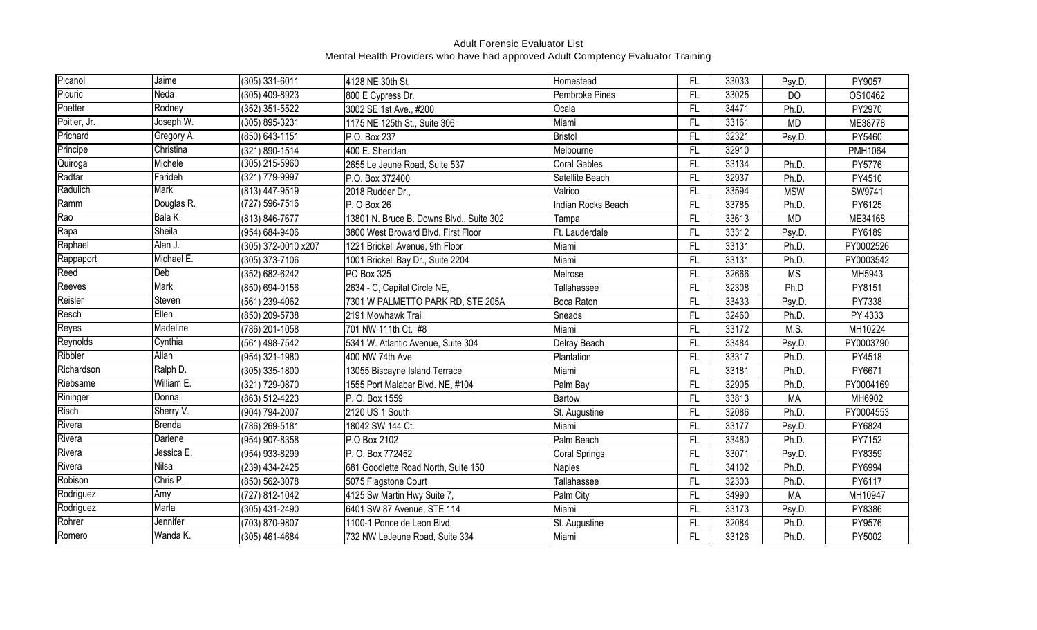Adult Forensic Evaluator List
Mental Health Providers who have had approved Adult Comptency Evaluator Training

| | | | | | | | | |
|---|---|---|---|---|---|---|---|---|
| Picanol | Jaime | (305) 331-6011 | 4128 NE 30th St. | Homestead | FL | 33033 | Psy.D. | PY9057 |
| Picuric | Neda | (305) 409-8923 | 800 E Cypress Dr. | Pembroke Pines | FL | 33025 | DO | OS10462 |
| Poetter | Rodney | (352) 351-5522 | 3002 SE 1st Ave., #200 | Ocala | FL | 34471 | Ph.D. | PY2970 |
| Poitier, Jr. | Joseph W. | (305) 895-3231 | 1175 NE 125th St., Suite 306 | Miami | FL | 33161 | MD | ME38778 |
| Prichard | Gregory A. | (850) 643-1151 | P.O. Box 237 | Bristol | FL | 32321 | Psy.D. | PY5460 |
| Principe | Christina | (321) 890-1514 | 400 E. Sheridan | Melbourne | FL | 32910 | | PMH1064 |
| Quiroga | Michele | (305) 215-5960 | 2655 Le Jeune Road, Suite 537 | Coral Gables | FL | 33134 | Ph.D. | PY5776 |
| Radfar | Farideh | (321) 779-9997 | P.O. Box 372400 | Satellite Beach | FL | 32937 | Ph.D. | PY4510 |
| Radulich | Mark | (813) 447-9519 | 2018 Rudder Dr., | Valrico | FL | 33594 | MSW | SW9741 |
| Ramm | Douglas R. | (727) 596-7516 | P. O Box 26 | Indian Rocks Beach | FL | 33785 | Ph.D. | PY6125 |
| Rao | Bala K. | (813) 846-7677 | 13801 N. Bruce B. Downs Blvd., Suite 302 | Tampa | FL | 33613 | MD | ME34168 |
| Rapa | Sheila | (954) 684-9406 | 3800 West Broward Blvd, First Floor | Ft. Lauderdale | FL | 33312 | Psy.D. | PY6189 |
| Raphael | Alan J. | (305) 372-0010 x207 | 1221 Brickell Avenue, 9th Floor | Miami | FL | 33131 | Ph.D. | PY0002526 |
| Rappaport | Michael E. | (305) 373-7106 | 1001 Brickell Bay Dr., Suite 2204 | Miami | FL | 33131 | Ph.D. | PY0003542 |
| Reed | Deb | (352) 682-6242 | PO Box 325 | Melrose | FL | 32666 | MS | MH5943 |
| Reeves | Mark | (850) 694-0156 | 2634 - C, Capital Circle NE, | Tallahassee | FL | 32308 | Ph.D | PY8151 |
| Reisler | Steven | (561) 239-4062 | 7301 W PALMETTO PARK RD, STE 205A | Boca Raton | FL | 33433 | Psy.D. | PY7338 |
| Resch | Ellen | (850) 209-5738 | 2191 Mowhawk Trail | Sneads | FL | 32460 | Ph.D. | PY 4333 |
| Reyes | Madaline | (786) 201-1058 | 701 NW 111th Ct. #8 | Miami | FL | 33172 | M.S. | MH10224 |
| Reynolds | Cynthia | (561) 498-7542 | 5341 W. Atlantic Avenue, Suite 304 | Delray Beach | FL | 33484 | Psy.D. | PY0003790 |
| Ribbler | Allan | (954) 321-1980 | 400 NW 74th Ave. | Plantation | FL | 33317 | Ph.D. | PY4518 |
| Richardson | Ralph D. | (305) 335-1800 | 13055 Biscayne Island Terrace | Miami | FL | 33181 | Ph.D. | PY6671 |
| Riebsame | William E. | (321) 729-0870 | 1555 Port Malabar Blvd. NE, #104 | Palm Bay | FL | 32905 | Ph.D. | PY0004169 |
| Rininger | Donna | (863) 512-4223 | P. O. Box 1559 | Bartow | FL | 33813 | MA | MH6902 |
| Risch | Sherry V. | (904) 794-2007 | 2120 US 1 South | St. Augustine | FL | 32086 | Ph.D. | PY0004553 |
| Rivera | Brenda | (786) 269-5181 | 18042 SW 144 Ct. | Miami | FL | 33177 | Psy.D. | PY6824 |
| Rivera | Darlene | (954) 907-8358 | P.O Box 2102 | Palm Beach | FL | 33480 | Ph.D. | PY7152 |
| Rivera | Jessica E. | (954) 933-8299 | P. O. Box 772452 | Coral Springs | FL | 33071 | Psy.D. | PY8359 |
| Rivera | Nilsa | (239) 434-2425 | 681 Goodlette Road North, Suite 150 | Naples | FL | 34102 | Ph.D. | PY6994 |
| Robison | Chris P. | (850) 562-3078 | 5075 Flagstone Court | Tallahassee | FL | 32303 | Ph.D. | PY6117 |
| Rodriguez | Amy | (727) 812-1042 | 4125 Sw Martin Hwy Suite 7, | Palm City | FL | 34990 | MA | MH10947 |
| Rodriguez | Marla | (305) 431-2490 | 6401 SW 87 Avenue, STE 114 | Miami | FL | 33173 | Psy.D. | PY8386 |
| Rohrer | Jennifer | (703) 870-9807 | 1100-1 Ponce de Leon Blvd. | St. Augustine | FL | 32084 | Ph.D. | PY9576 |
| Romero | Wanda K. | (305) 461-4684 | 732 NW LeJeune Road, Suite 334 | Miami | FL | 33126 | Ph.D. | PY5002 |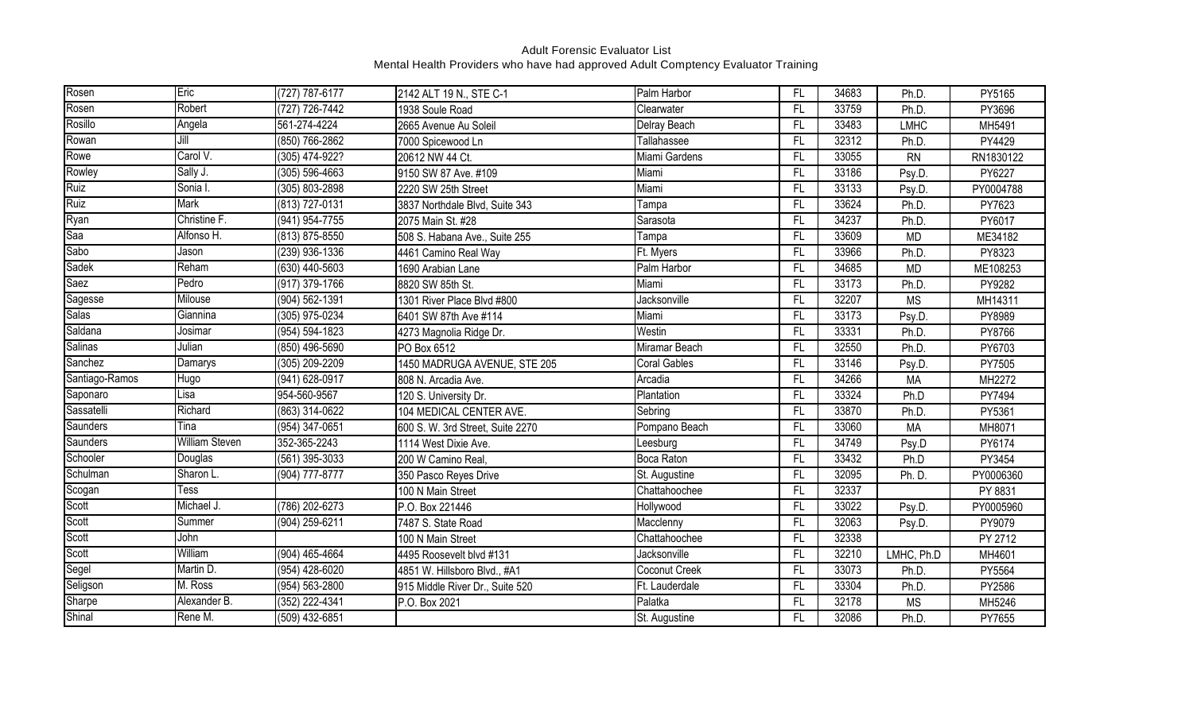Adult Forensic Evaluator List
Mental Health Providers who have had approved Adult Comptency Evaluator Training

| | | | | | | | | |
|---|---|---|---|---|---|---|---|---|
| Rosen | Eric | (727) 787-6177 | 2142 ALT 19 N., STE C-1 | Palm Harbor | FL | 34683 | Ph.D. | PY5165 |
| Rosen | Robert | (727) 726-7442 | 1938 Soule Road | Clearwater | FL | 33759 | Ph.D. | PY3696 |
| Rosillo | Angela | 561-274-4224 | 2665 Avenue Au Soleil | Delray Beach | FL | 33483 | LMHC | MH5491 |
| Rowan | Jill | (850) 766-2862 | 7000 Spicewood Ln | Tallahassee | FL | 32312 | Ph.D. | PY4429 |
| Rowe | Carol V. | (305) 474-922? | 20612 NW 44 Ct. | Miami Gardens | FL | 33055 | RN | RN1830122 |
| Rowley | Sally J. | (305) 596-4663 | 9150 SW 87 Ave. #109 | Miami | FL | 33186 | Psy.D. | PY6227 |
| Ruiz | Sonia I. | (305) 803-2898 | 2220 SW 25th Street | Miami | FL | 33133 | Psy.D. | PY0004788 |
| Ruiz | Mark | (813) 727-0131 | 3837 Northdale Blvd, Suite 343 | Tampa | FL | 33624 | Ph.D. | PY7623 |
| Ryan | Christine F. | (941) 954-7755 | 2075 Main St. #28 | Sarasota | FL | 34237 | Ph.D. | PY6017 |
| Saa | Alfonso H. | (813) 875-8550 | 508 S. Habana Ave., Suite 255 | Tampa | FL | 33609 | MD | ME34182 |
| Sabo | Jason | (239) 936-1336 | 4461 Camino Real Way | Ft. Myers | FL | 33966 | Ph.D. | PY8323 |
| Sadek | Reham | (630) 440-5603 | 1690 Arabian Lane | Palm Harbor | FL | 34685 | MD | ME108253 |
| Saez | Pedro | (917) 379-1766 | 8820 SW 85th St. | Miami | FL | 33173 | Ph.D. | PY9282 |
| Sagesse | Milouse | (904) 562-1391 | 1301 River Place Blvd #800 | Jacksonville | FL | 32207 | MS | MH14311 |
| Salas | Giannina | (305) 975-0234 | 6401 SW 87th Ave #114 | Miami | FL | 33173 | Psy.D. | PY8989 |
| Saldana | Josimar | (954) 594-1823 | 4273 Magnolia Ridge Dr. | Westin | FL | 33331 | Ph.D. | PY8766 |
| Salinas | Julian | (850) 496-5690 | PO Box 6512 | Miramar Beach | FL | 32550 | Ph.D. | PY6703 |
| Sanchez | Damarys | (305) 209-2209 | 1450 MADRUGA AVENUE, STE 205 | Coral Gables | FL | 33146 | Psy.D. | PY7505 |
| Santiago-Ramos | Hugo | (941) 628-0917 | 808 N. Arcadia Ave. | Arcadia | FL | 34266 | MA | MH2272 |
| Saponaro | Lisa | 954-560-9567 | 120 S. University Dr. | Plantation | FL | 33324 | Ph.D | PY7494 |
| Sassatelli | Richard | (863) 314-0622 | 104 MEDICAL CENTER AVE. | Sebring | FL | 33870 | Ph.D. | PY5361 |
| Saunders | Tina | (954) 347-0651 | 600 S. W. 3rd Street, Suite 2270 | Pompano Beach | FL | 33060 | MA | MH8071 |
| Saunders | William Steven | 352-365-2243 | 1114 West Dixie Ave. | Leesburg | FL | 34749 | Psy.D | PY6174 |
| Schooler | Douglas | (561) 395-3033 | 200 W Camino Real, | Boca Raton | FL | 33432 | Ph.D | PY3454 |
| Schulman | Sharon L. | (904) 777-8777 | 350 Pasco Reyes Drive | St. Augustine | FL | 32095 | Ph. D. | PY0006360 |
| Scogan | Tess | | 100 N Main Street | Chattahoochee | FL | 32337 | | PY 8831 |
| Scott | Michael J. | (786) 202-6273 | P.O. Box 221446 | Hollywood | FL | 33022 | Psy.D. | PY0005960 |
| Scott | Summer | (904) 259-6211 | 7487 S. State Road | Macclenny | FL | 32063 | Psy.D. | PY9079 |
| Scott | John | | 100 N Main Street | Chattahoochee | FL | 32338 | | PY 2712 |
| Scott | William | (904) 465-4664 | 4495 Roosevelt blvd #131 | Jacksonville | FL | 32210 | LMHC, Ph.D | MH4601 |
| Segel | Martin D. | (954) 428-6020 | 4851 W. Hillsboro Blvd., #A1 | Coconut Creek | FL | 33073 | Ph.D. | PY5564 |
| Seligson | M. Ross | (954) 563-2800 | 915 Middle River Dr., Suite 520 | Ft. Lauderdale | FL | 33304 | Ph.D. | PY2586 |
| Sharpe | Alexander B. | (352) 222-4341 | P.O. Box 2021 | Palatka | FL | 32178 | MS | MH5246 |
| Shinal | Rene M. | (509) 432-6851 | | St. Augustine | FL | 32086 | Ph.D. | PY7655 |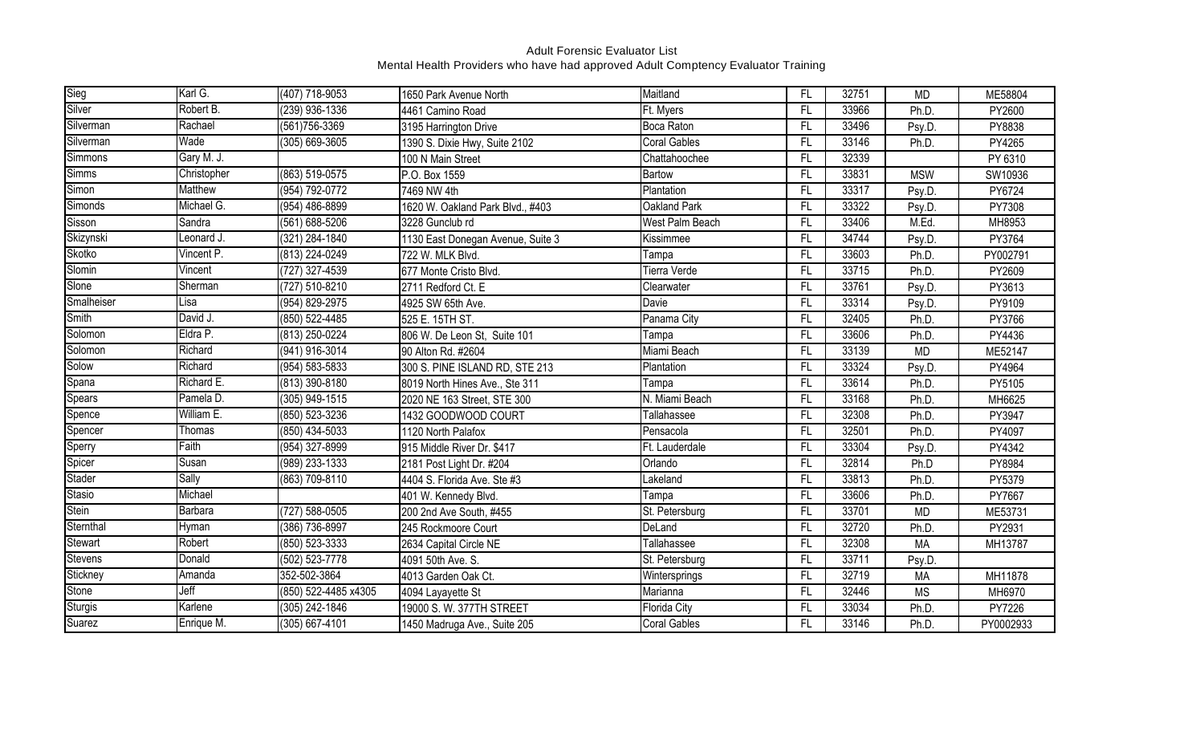Adult Forensic Evaluator List
Mental Health Providers who have had approved Adult Comptency Evaluator Training

| | | | | | | | | |
|---|---|---|---|---|---|---|---|---|
| Sieg | Karl G. | (407) 718-9053 | 1650 Park Avenue North | Maitland | FL | 32751 | MD | ME58804 |
| Silver | Robert B. | (239) 936-1336 | 4461 Camino Road | Ft. Myers | FL | 33966 | Ph.D. | PY2600 |
| Silverman | Rachael | (561)756-3369 | 3195 Harrington Drive | Boca Raton | FL | 33496 | Psy.D. | PY8838 |
| Silverman | Wade | (305) 669-3605 | 1390 S. Dixie Hwy, Suite 2102 | Coral Gables | FL | 33146 | Ph.D. | PY4265 |
| Simmons | Gary M. J. | | 100 N Main Street | Chattahoochee | FL | 32339 | | PY 6310 |
| Simms | Christopher | (863) 519-0575 | P.O. Box 1559 | Bartow | FL | 33831 | MSW | SW10936 |
| Simon | Matthew | (954) 792-0772 | 7469 NW 4th | Plantation | FL | 33317 | Psy.D. | PY6724 |
| Simonds | Michael G. | (954) 486-8899 | 1620 W. Oakland Park Blvd., #403 | Oakland Park | FL | 33322 | Psy.D. | PY7308 |
| Sisson | Sandra | (561) 688-5206 | 3228 Gunclub rd | West Palm Beach | FL | 33406 | M.Ed. | MH8953 |
| Skizynski | Leonard J. | (321) 284-1840 | 1130 East Donegan Avenue, Suite 3 | Kissimmee | FL | 34744 | Psy.D. | PY3764 |
| Skotko | Vincent P. | (813) 224-0249 | 722 W. MLK Blvd. | Tampa | FL | 33603 | Ph.D. | PY002791 |
| Slomin | Vincent | (727) 327-4539 | 677 Monte Cristo Blvd. | Tierra Verde | FL | 33715 | Ph.D. | PY2609 |
| Slone | Sherman | (727) 510-8210 | 2711 Redford Ct. E | Clearwater | FL | 33761 | Psy.D. | PY3613 |
| Smalheiser | Lisa | (954) 829-2975 | 4925 SW 65th Ave. | Davie | FL | 33314 | Psy.D. | PY9109 |
| Smith | David J. | (850) 522-4485 | 525 E. 15TH ST. | Panama City | FL | 32405 | Ph.D. | PY3766 |
| Solomon | Eldra P. | (813) 250-0224 | 806 W. De Leon St, Suite 101 | Tampa | FL | 33606 | Ph.D. | PY4436 |
| Solomon | Richard | (941) 916-3014 | 90 Alton Rd. #2604 | Miami Beach | FL | 33139 | MD | ME52147 |
| Solow | Richard | (954) 583-5833 | 300 S. PINE ISLAND RD, STE 213 | Plantation | FL | 33324 | Psy.D. | PY4964 |
| Spana | Richard E. | (813) 390-8180 | 8019 North Hines Ave., Ste 311 | Tampa | FL | 33614 | Ph.D. | PY5105 |
| Spears | Pamela D. | (305) 949-1515 | 2020 NE 163 Street, STE 300 | N. Miami Beach | FL | 33168 | Ph.D. | MH6625 |
| Spence | William E. | (850) 523-3236 | 1432 GOODWOOD COURT | Tallahassee | FL | 32308 | Ph.D. | PY3947 |
| Spencer | Thomas | (850) 434-5033 | 1120 North Palafox | Pensacola | FL | 32501 | Ph.D. | PY4097 |
| Sperry | Faith | (954) 327-8999 | 915 Middle River Dr. $417 | Ft. Lauderdale | FL | 33304 | Psy.D. | PY4342 |
| Spicer | Susan | (989) 233-1333 | 2181 Post Light Dr. #204 | Orlando | FL | 32814 | Ph.D | PY8984 |
| Stader | Sally | (863) 709-8110 | 4404 S. Florida Ave. Ste #3 | Lakeland | FL | 33813 | Ph.D. | PY5379 |
| Stasio | Michael | | 401 W. Kennedy Blvd. | Tampa | FL | 33606 | Ph.D. | PY7667 |
| Stein | Barbara | (727) 588-0505 | 200 2nd Ave South, #455 | St. Petersburg | FL | 33701 | MD | ME53731 |
| Sternthal | Hyman | (386) 736-8997 | 245 Rockmoore Court | DeLand | FL | 32720 | Ph.D. | PY2931 |
| Stewart | Robert | (850) 523-3333 | 2634 Capital Circle NE | Tallahassee | FL | 32308 | MA | MH13787 |
| Stevens | Donald | (502) 523-7778 | 4091 50th Ave. S. | St. Petersburg | FL | 33711 | Psy.D. | |
| Stickney | Amanda | 352-502-3864 | 4013 Garden Oak Ct. | Wintersprings | FL | 32719 | MA | MH11878 |
| Stone | Jeff | (850) 522-4485 x4305 | 4094 Layayette St | Marianna | FL | 32446 | MS | MH6970 |
| Sturgis | Karlene | (305) 242-1846 | 19000 S. W. 377TH STREET | Florida City | FL | 33034 | Ph.D. | PY7226 |
| Suarez | Enrique M. | (305) 667-4101 | 1450 Madruga Ave., Suite 205 | Coral Gables | FL | 33146 | Ph.D. | PY0002933 |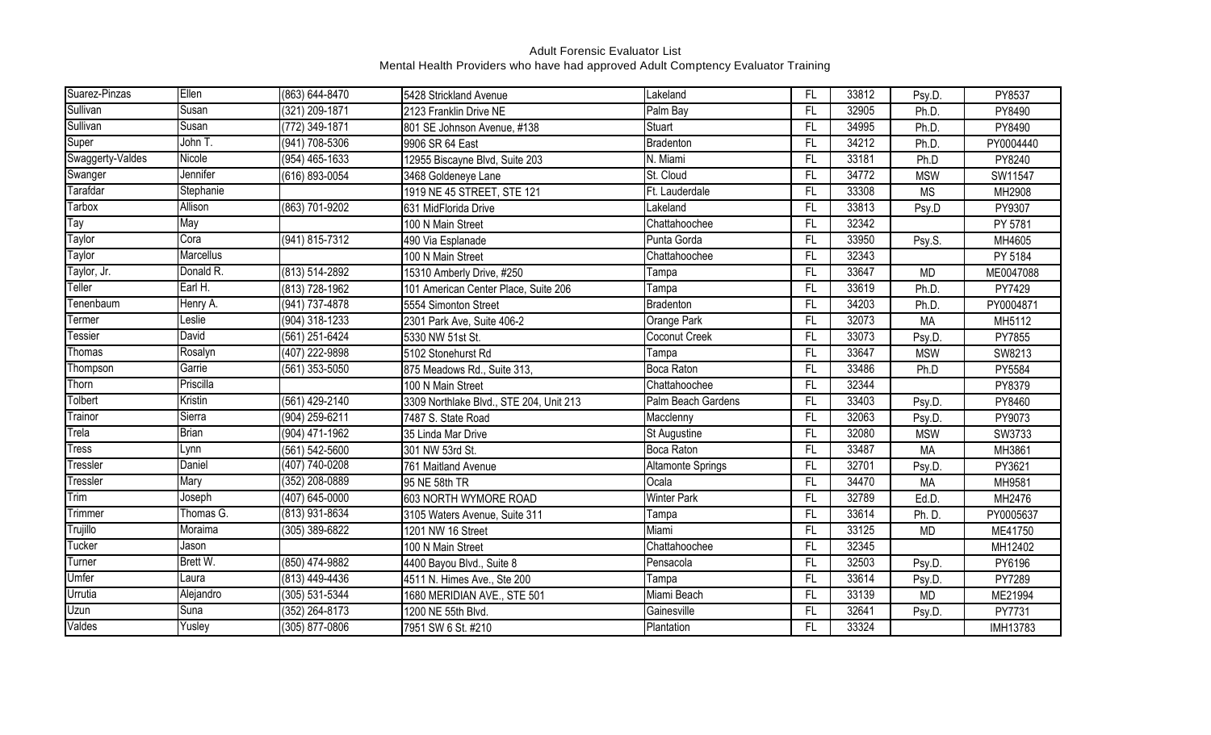Adult Forensic Evaluator List
Mental Health Providers who have had approved Adult Comptency Evaluator Training

| | | | | | | | | |
|---|---|---|---|---|---|---|---|---|
| Suarez-Pinzas | Ellen | (863) 644-8470 | 5428 Strickland Avenue | Lakeland | FL | 33812 | Psy.D. | PY8537 |
| Sullivan | Susan | (321) 209-1871 | 2123 Franklin Drive NE | Palm Bay | FL | 32905 | Ph.D. | PY8490 |
| Sullivan | Susan | (772) 349-1871 | 801 SE Johnson Avenue, #138 | Stuart | FL | 34995 | Ph.D. | PY8490 |
| Super | John T. | (941) 708-5306 | 9906 SR 64 East | Bradenton | FL | 34212 | Ph.D. | PY0004440 |
| Swaggerty-Valdes | Nicole | (954) 465-1633 | 12955 Biscayne Blvd, Suite 203 | N. Miami | FL | 33181 | Ph.D | PY8240 |
| Swanger | Jennifer | (616) 893-0054 | 3468 Goldeneye Lane | St. Cloud | FL | 34772 | MSW | SW11547 |
| Tarafdar | Stephanie | | 1919 NE 45 STREET, STE 121 | Ft. Lauderdale | FL | 33308 | MS | MH2908 |
| Tarbox | Allison | (863) 701-9202 | 631 MidFlorida Drive | Lakeland | FL | 33813 | Psy.D | PY9307 |
| Tay | May | | 100 N Main Street | Chattahoochee | FL | 32342 | | PY 5781 |
| Taylor | Cora | (941) 815-7312 | 490 Via Esplanade | Punta Gorda | FL | 33950 | Psy.S. | MH4605 |
| Taylor | Marcellus | | 100 N Main Street | Chattahoochee | FL | 32343 | | PY 5184 |
| Taylor, Jr. | Donald R. | (813) 514-2892 | 15310 Amberly Drive, #250 | Tampa | FL | 33647 | MD | ME0047088 |
| Teller | Earl H. | (813) 728-1962 | 101 American Center Place, Suite 206 | Tampa | FL | 33619 | Ph.D. | PY7429 |
| Tenenbaum | Henry A. | (941) 737-4878 | 5554 Simonton Street | Bradenton | FL | 34203 | Ph.D. | PY0004871 |
| Termer | Leslie | (904) 318-1233 | 2301 Park Ave, Suite 406-2 | Orange Park | FL | 32073 | MA | MH5112 |
| Tessier | David | (561) 251-6424 | 5330 NW 51st St. | Coconut Creek | FL | 33073 | Psy.D. | PY7855 |
| Thomas | Rosalyn | (407) 222-9898 | 5102 Stonehurst Rd | Tampa | FL | 33647 | MSW | SW8213 |
| Thompson | Garrie | (561) 353-5050 | 875 Meadows Rd., Suite 313, | Boca Raton | FL | 33486 | Ph.D | PY5584 |
| Thorn | Priscilla | | 100 N Main Street | Chattahoochee | FL | 32344 | | PY8379 |
| Tolbert | Kristin | (561) 429-2140 | 3309 Northlake Blvd., STE 204, Unit 213 | Palm Beach Gardens | FL | 33403 | Psy.D. | PY8460 |
| Trainor | Sierra | (904) 259-6211 | 7487 S. State Road | Macclenny | FL | 32063 | Psy.D. | PY9073 |
| Trela | Brian | (904) 471-1962 | 35 Linda Mar Drive | St Augustine | FL | 32080 | MSW | SW3733 |
| Tress | Lynn | (561) 542-5600 | 301 NW 53rd St. | Boca Raton | FL | 33487 | MA | MH3861 |
| Tressler | Daniel | (407) 740-0208 | 761 Maitland Avenue | Altamonte Springs | FL | 32701 | Psy.D. | PY3621 |
| Tressler | Mary | (352) 208-0889 | 95 NE 58th TR | Ocala | FL | 34470 | MA | MH9581 |
| Trim | Joseph | (407) 645-0000 | 603 NORTH WYMORE ROAD | Winter Park | FL | 32789 | Ed.D. | MH2476 |
| Trimmer | Thomas G. | (813) 931-8634 | 3105 Waters Avenue, Suite 311 | Tampa | FL | 33614 | Ph. D. | PY0005637 |
| Trujillo | Moraima | (305) 389-6822 | 1201 NW 16 Street | Miami | FL | 33125 | MD | ME41750 |
| Tucker | Jason | | 100 N Main Street | Chattahoochee | FL | 32345 | | MH12402 |
| Turner | Brett W. | (850) 474-9882 | 4400 Bayou Blvd., Suite 8 | Pensacola | FL | 32503 | Psy.D. | PY6196 |
| Umfer | Laura | (813) 449-4436 | 4511 N. Himes Ave., Ste 200 | Tampa | FL | 33614 | Psy.D. | PY7289 |
| Urrutia | Alejandro | (305) 531-5344 | 1680 MERIDIAN AVE., STE 501 | Miami Beach | FL | 33139 | MD | ME21994 |
| Uzun | Suna | (352) 264-8173 | 1200 NE 55th Blvd. | Gainesville | FL | 32641 | Psy.D. | PY7731 |
| Valdes | Yusley | (305) 877-0806 | 7951 SW 6 St. #210 | Plantation | FL | 33324 | | IMH13783 |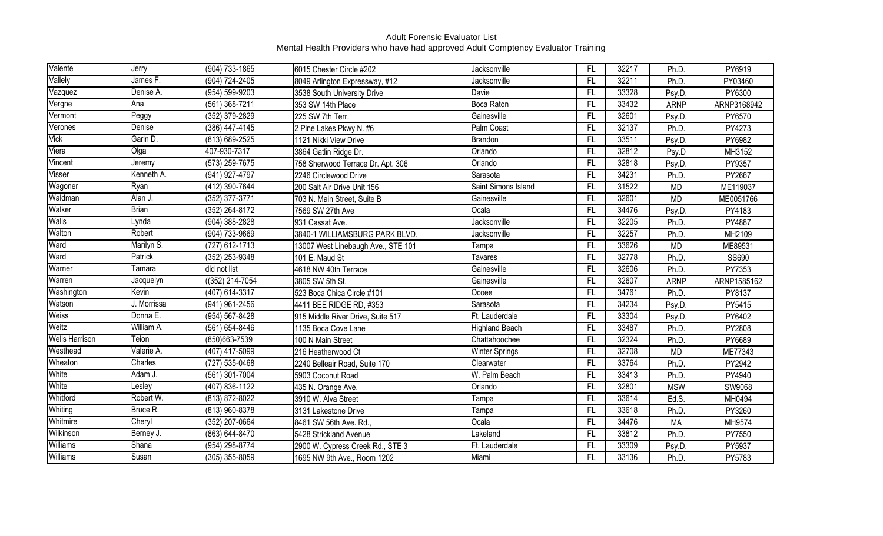Adult Forensic Evaluator List
Mental Health Providers who have had approved Adult Comptency Evaluator Training

| | | | | | | | | |
|---|---|---|---|---|---|---|---|---|
| Valente | Jerry | (904) 733-1865 | 6015 Chester Circle #202 | Jacksonville | FL | 32217 | Ph.D. | PY6919 |
| Vallely | James F. | (904) 724-2405 | 8049 Arlington Expressway, #12 | Jacksonville | FL | 32211 | Ph.D. | PY03460 |
| Vazquez | Denise A. | (954) 599-9203 | 3538 South University Drive | Davie | FL | 33328 | Psy.D. | PY6300 |
| Vergne | Ana | (561) 368-7211 | 353 SW 14th Place | Boca Raton | FL | 33432 | ARNP | ARNP3168942 |
| Vermont | Peggy | (352) 379-2829 | 225 SW 7th Terr. | Gainesville | FL | 32601 | Psy.D. | PY6570 |
| Verones | Denise | (386) 447-4145 | 2 Pine Lakes Pkwy N. #6 | Palm Coast | FL | 32137 | Ph.D. | PY4273 |
| Vick | Garin D. | (813) 689-2525 | 1121 Nikki View Drive | Brandon | FL | 33511 | Psy.D. | PY6982 |
| Viera | Olga | 407-930-7317 | 3864 Gatlin Ridge Dr. | Orlando | FL | 32812 | Psy.D | MH3152 |
| Vincent | Jeremy | (573) 259-7675 | 758 Sherwood Terrace Dr. Apt. 306 | Orlando | FL | 32818 | Psy.D. | PY9357 |
| Visser | Kenneth A. | (941) 927-4797 | 2246 Circlewood Drive | Sarasota | FL | 34231 | Ph.D. | PY2667 |
| Wagoner | Ryan | (412) 390-7644 | 200 Salt Air Drive Unit 156 | Saint Simons Island | FL | 31522 | MD | ME119037 |
| Waldman | Alan J. | (352) 377-3771 | 703 N. Main Street, Suite B | Gainesville | FL | 32601 | MD | ME0051766 |
| Walker | Brian | (352) 264-8172 | 7569 SW 27th Ave | Ocala | FL | 34476 | Psy.D. | PY4183 |
| Walls | Lynda | (904) 388-2828 | 931 Cassat Ave. | Jacksonville | FL | 32205 | Ph.D. | PY4887 |
| Walton | Robert | (904) 733-9669 | 3840-1 WILLIAMSBURG PARK BLVD. | Jacksonville | FL | 32257 | Ph.D. | MH2109 |
| Ward | Marilyn S. | (727) 612-1713 | 13007 West Linebaugh Ave., STE 101 | Tampa | FL | 33626 | MD | ME89531 |
| Ward | Patrick | (352) 253-9348 | 101 E. Maud St | Tavares | FL | 32778 | Ph.D. | SS690 |
| Warner | Tamara | did not list | 4618 NW 40th Terrace | Gainesville | FL | 32606 | Ph.D. | PY7353 |
| Warren | Jacquelyn | ((352) 214-7054 | 3805 SW 5th St. | Gainesville | FL | 32607 | ARNP | ARNP1585162 |
| Washington | Kevin | (407) 614-3317 | 523 Boca Chica Circle #101 | Ocoee | FL | 34761 | Ph.D. | PY8137 |
| Watson | J. Morrissa | (941) 961-2456 | 4411 BEE RIDGE RD, #353 | Sarasota | FL | 34234 | Psy.D. | PY5415 |
| Weiss | Donna E. | (954) 567-8428 | 915 Middle River Drive, Suite 517 | Ft. Lauderdale | FL | 33304 | Psy.D. | PY6402 |
| Weitz | William A. | (561) 654-8446 | 1135 Boca Cove Lane | Highland Beach | FL | 33487 | Ph.D. | PY2808 |
| Wells Harrison | Teion | (850)663-7539 | 100 N Main Street | Chattahoochee | FL | 32324 | Ph.D. | PY6689 |
| Westhead | Valerie A. | (407) 417-5099 | 216 Heatherwood Ct | Winter Springs | FL | 32708 | MD | ME77343 |
| Wheaton | Charles | (727) 535-0468 | 2240 Belleair Road, Suite 170 | Clearwater | FL | 33764 | Ph.D. | PY2942 |
| White | Adam J. | (561) 301-7004 | 5903 Coconut Road | W. Palm Beach | FL | 33413 | Ph.D. | PY4940 |
| White | Lesley | (407) 836-1122 | 435 N. Orange Ave. | Orlando | FL | 32801 | MSW | SW9068 |
| Whitford | Robert W. | (813) 872-8022 | 3910 W. Alva Street | Tampa | FL | 33614 | Ed.S. | MH0494 |
| Whiting | Bruce R. | (813) 960-8378 | 3131 Lakestone Drive | Tampa | FL | 33618 | Ph.D. | PY3260 |
| Whitmire | Cheryl | (352) 207-0664 | 8461 SW 56th Ave. Rd., | Ocala | FL | 34476 | MA | MH9574 |
| Wilkinson | Berney J. | (863) 644-8470 | 5428 Strickland Avenue | Lakeland | FL | 33812 | Ph.D. | PY7550 |
| Williams | Shana | (954) 298-8774 | 2900 W. Cypress Creek Rd., STE 3 | Ft. Lauderdale | FL | 33309 | Psy.D. | PY5937 |
| Williams | Susan | (305) 355-8059 | 1695 NW 9th Ave., Room 1202 | Miami | FL | 33136 | Ph.D. | PY5783 |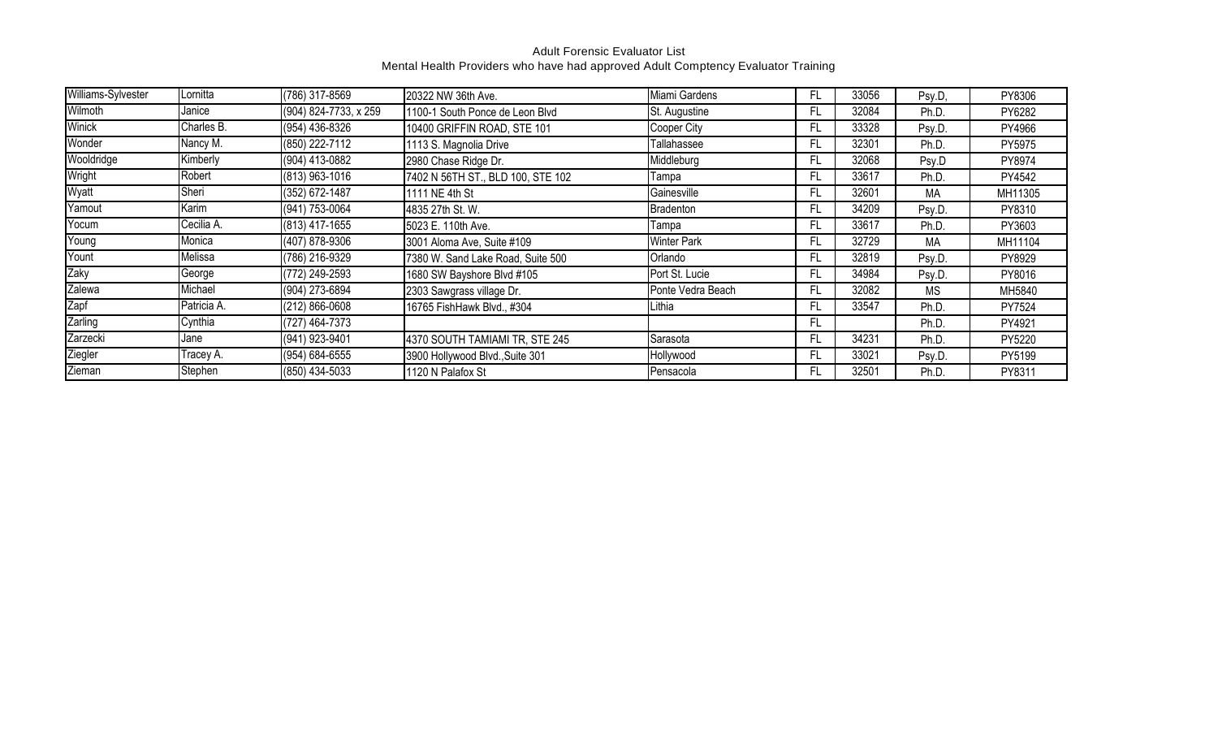Adult Forensic Evaluator List

Mental Health Providers who have had approved Adult Comptency Evaluator Training

| | | | | | | | | |
|---|---|---|---|---|---|---|---|---|
| Williams-Sylvester | Lornitta | (786) 317-8569 | 20322 NW 36th Ave. | Miami Gardens | FL | 33056 | Psy.D, | PY8306 |
| Wilmoth | Janice | (904) 824-7733, x 259 | 1100-1 South Ponce de Leon Blvd | St. Augustine | FL | 32084 | Ph.D. | PY6282 |
| Winick | Charles B. | (954) 436-8326 | 10400 GRIFFIN ROAD, STE 101 | Cooper City | FL | 33328 | Psy.D. | PY4966 |
| Wonder | Nancy M. | (850) 222-7112 | 1113 S. Magnolia Drive | Tallahassee | FL | 32301 | Ph.D. | PY5975 |
| Wooldridge | Kimberly | (904) 413-0882 | 2980 Chase Ridge Dr. | Middleburg | FL | 32068 | Psy.D | PY8974 |
| Wright | Robert | (813) 963-1016 | 7402 N 56TH ST., BLD 100, STE 102 | Tampa | FL | 33617 | Ph.D. | PY4542 |
| Wyatt | Sheri | (352) 672-1487 | 1111 NE 4th St | Gainesville | FL | 32601 | MA | MH11305 |
| Yamout | Karim | (941) 753-0064 | 4835 27th St. W. | Bradenton | FL | 34209 | Psy.D. | PY8310 |
| Yocum | Cecilia A. | (813) 417-1655 | 5023 E. 110th Ave. | Tampa | FL | 33617 | Ph.D. | PY3603 |
| Young | Monica | (407) 878-9306 | 3001 Aloma Ave, Suite #109 | Winter Park | FL | 32729 | MA | MH11104 |
| Yount | Melissa | (786) 216-9329 | 7380 W. Sand Lake Road, Suite 500 | Orlando | FL | 32819 | Psy.D. | PY8929 |
| Zaky | George | (772) 249-2593 | 1680 SW Bayshore Blvd #105 | Port St. Lucie | FL | 34984 | Psy.D. | PY8016 |
| Zalewa | Michael | (904) 273-6894 | 2303 Sawgrass village Dr. | Ponte Vedra Beach | FL | 32082 | MS | MH5840 |
| Zapf | Patricia A. | (212) 866-0608 | 16765 FishHawk Blvd., #304 | Lithia | FL | 33547 | Ph.D. | PY7524 |
| Zarling | Cynthia | (727) 464-7373 | | | FL | | Ph.D. | PY4921 |
| Zarzecki | Jane | (941) 923-9401 | 4370 SOUTH TAMIAMI TR, STE 245 | Sarasota | FL | 34231 | Ph.D. | PY5220 |
| Ziegler | Tracey A. | (954) 684-6555 | 3900 Hollywood Blvd.,Suite 301 | Hollywood | FL | 33021 | Psy.D. | PY5199 |
| Zieman | Stephen | (850) 434-5033 | 1120 N Palafox St | Pensacola | FL | 32501 | Ph.D. | PY8311 |